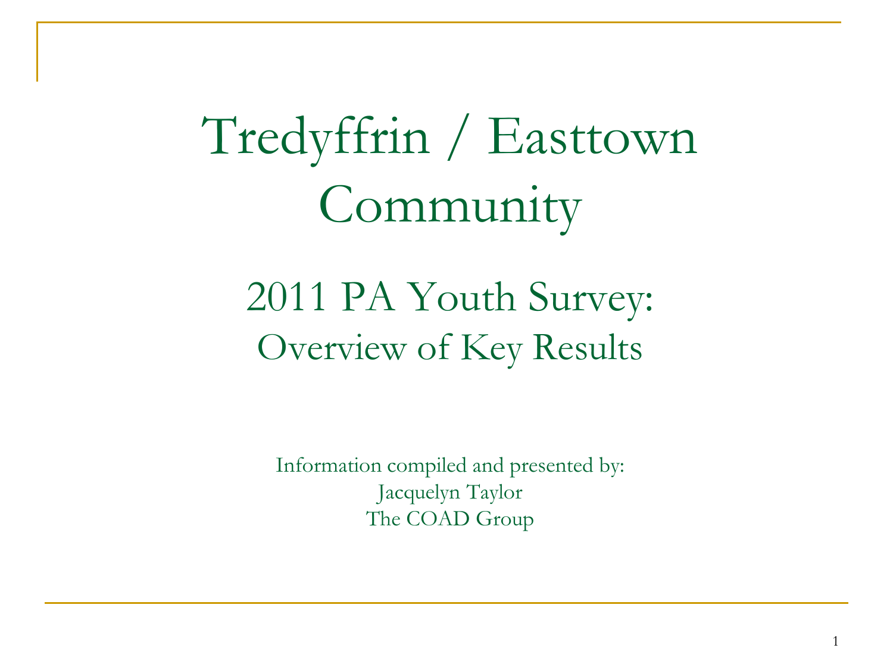# Tredyffrin / Easttown Community

## 2011 PA Youth Survey:
### Overview of Key Results

Information compiled and presented by:
Jacquelyn Taylor
The COAD Group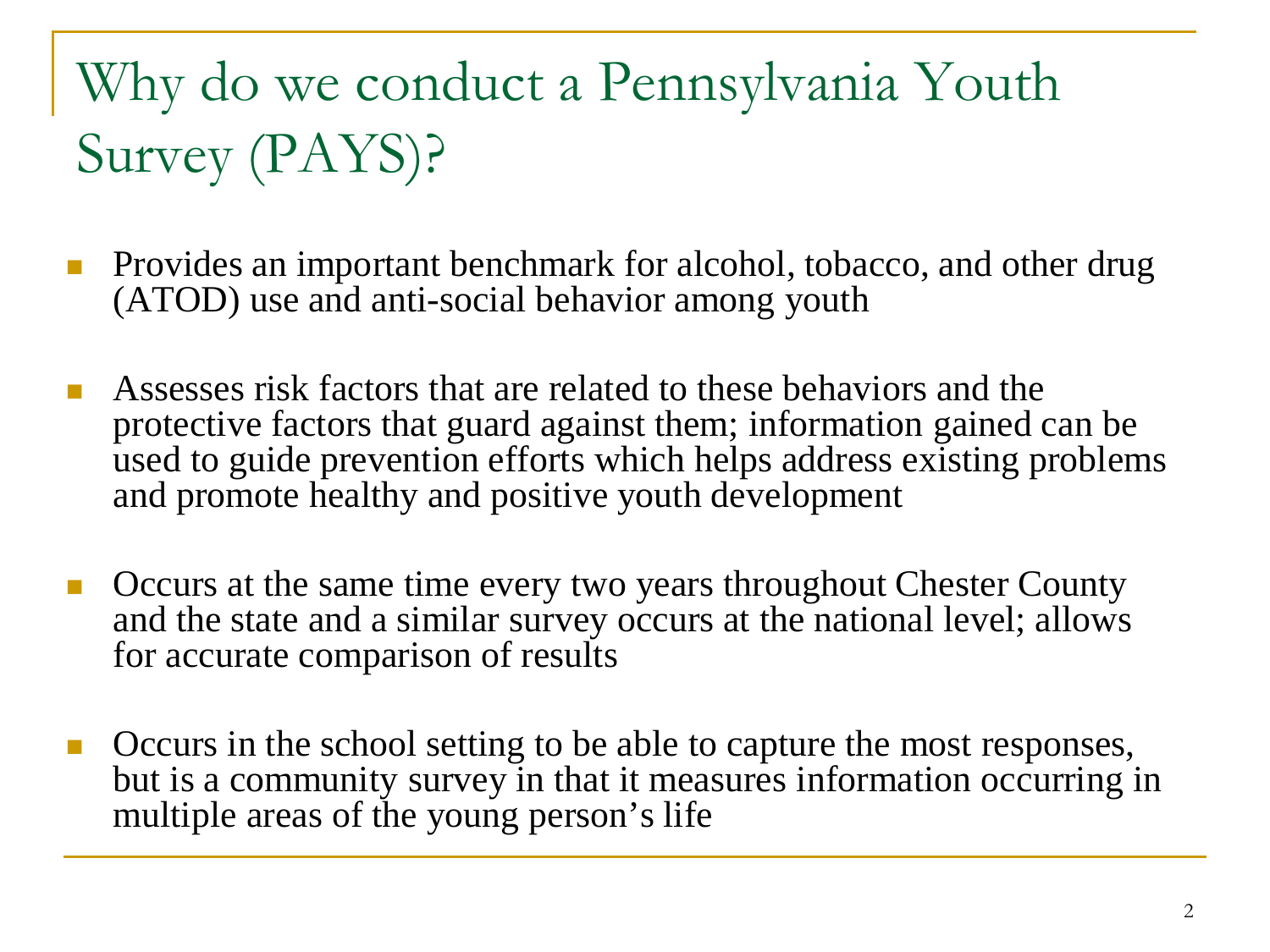# Why do we conduct a Pennsylvania Youth Survey (PAYS)?

- Provides an important benchmark for alcohol, tobacco, and other drug (ATOD) use and anti-social behavior among youth

- Assesses risk factors that are related to these behaviors and the protective factors that guard against them; information gained can be used to guide prevention efforts which helps address existing problems and promote healthy and positive youth development

- Occurs at the same time every two years throughout Chester County and the state and a similar survey occurs at the national level; allows for accurate comparison of results

- Occurs in the school setting to be able to capture the most responses, but is a community survey in that it measures information occurring in multiple areas of the young person's life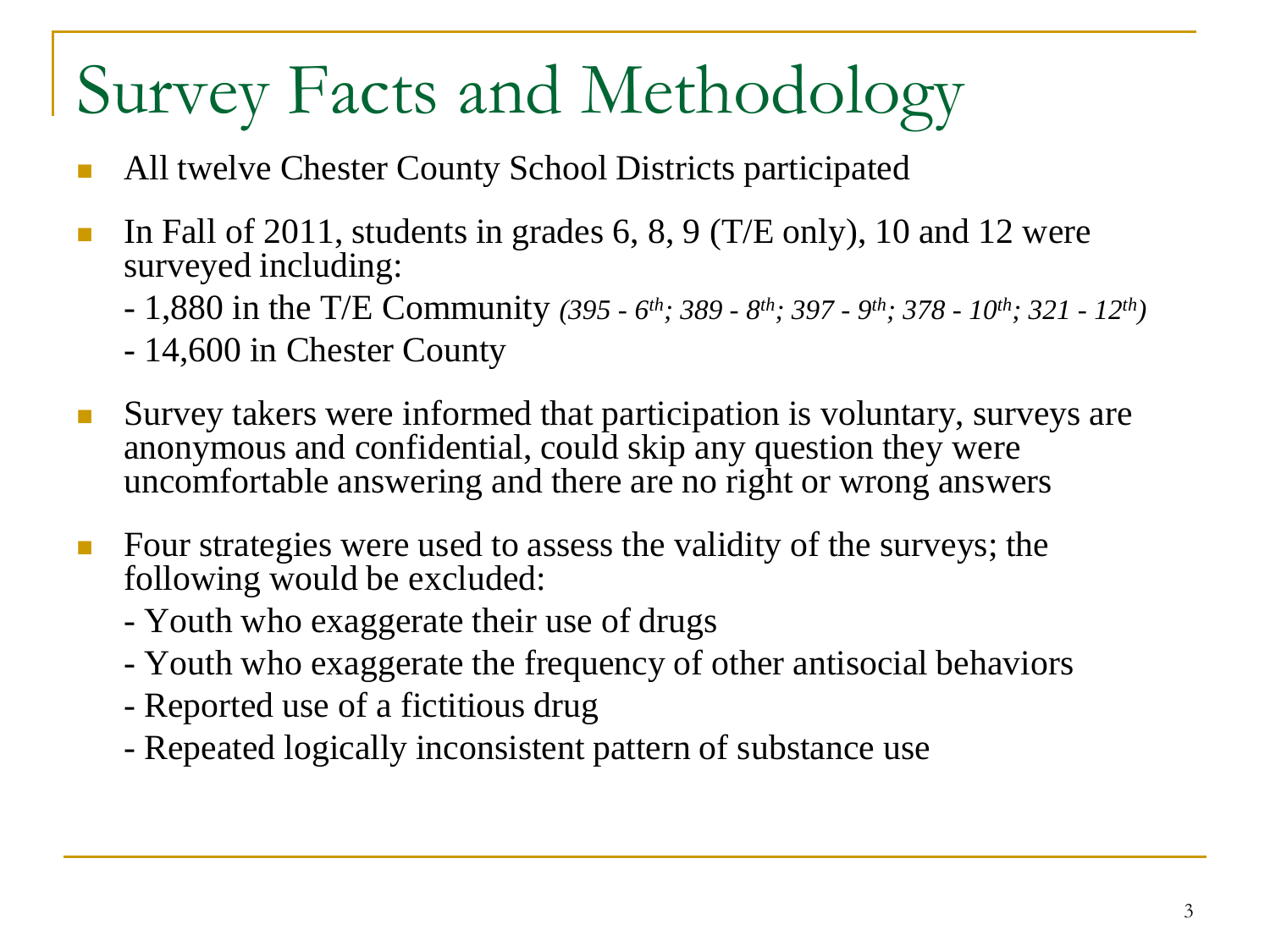# Survey Facts and Methodology

- All twelve Chester County School Districts participated
- In Fall of 2011, students in grades 6, 8, 9 (T/E only), 10 and 12 were surveyed including:
  - 1,880 in the T/E Community *(395 - 6th; 389 - 8th; 397 - 9th; 378 - 10th; 321 - 12th)*
  - 14,600 in Chester County
- Survey takers were informed that participation is voluntary, surveys are anonymous and confidential, could skip any question they were uncomfortable answering and there are no right or wrong answers
- Four strategies were used to assess the validity of the surveys; the following would be excluded:
  - Youth who exaggerate their use of drugs
  - Youth who exaggerate the frequency of other antisocial behaviors
  - Reported use of a fictitious drug
  - Repeated logically inconsistent pattern of substance use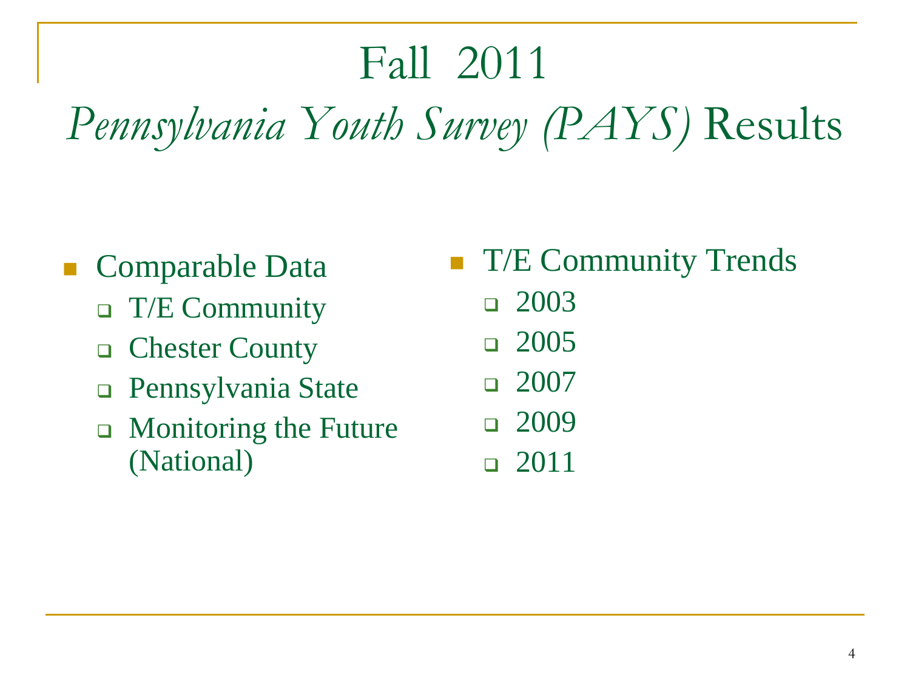# Fall 2011

# *Pennsylvania Youth Survey (PAYS)* Results

- Comparable Data
  - T/E Community
  - Chester County
  - Pennsylvania State
  - Monitoring the Future (National)
- T/E Community Trends
  - 2003
  - 2005
  - 2007
  - 2009
  - 2011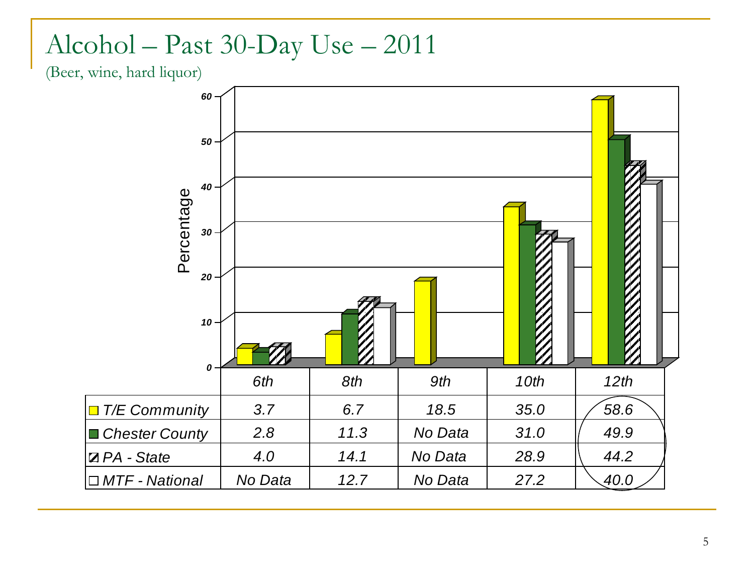# Alcohol – Past 30-Day Use – 2011

(Beer, wine, hard liquor)

|  | 6th | 8th | 9th | 10th | 12th |
|---|---|---|---|---|---|
| T/E Community | 3.7 | 6.7 | 18.5 | 35.0 | 58.6 |
| Chester County | 2.8 | 11.3 | No Data | 31.0 | 49.9 |
| PA - State | 4.0 | 14.1 | No Data | 28.9 | 44.2 |
| MTF - National | No Data | 12.7 | No Data | 27.2 | 40.0 |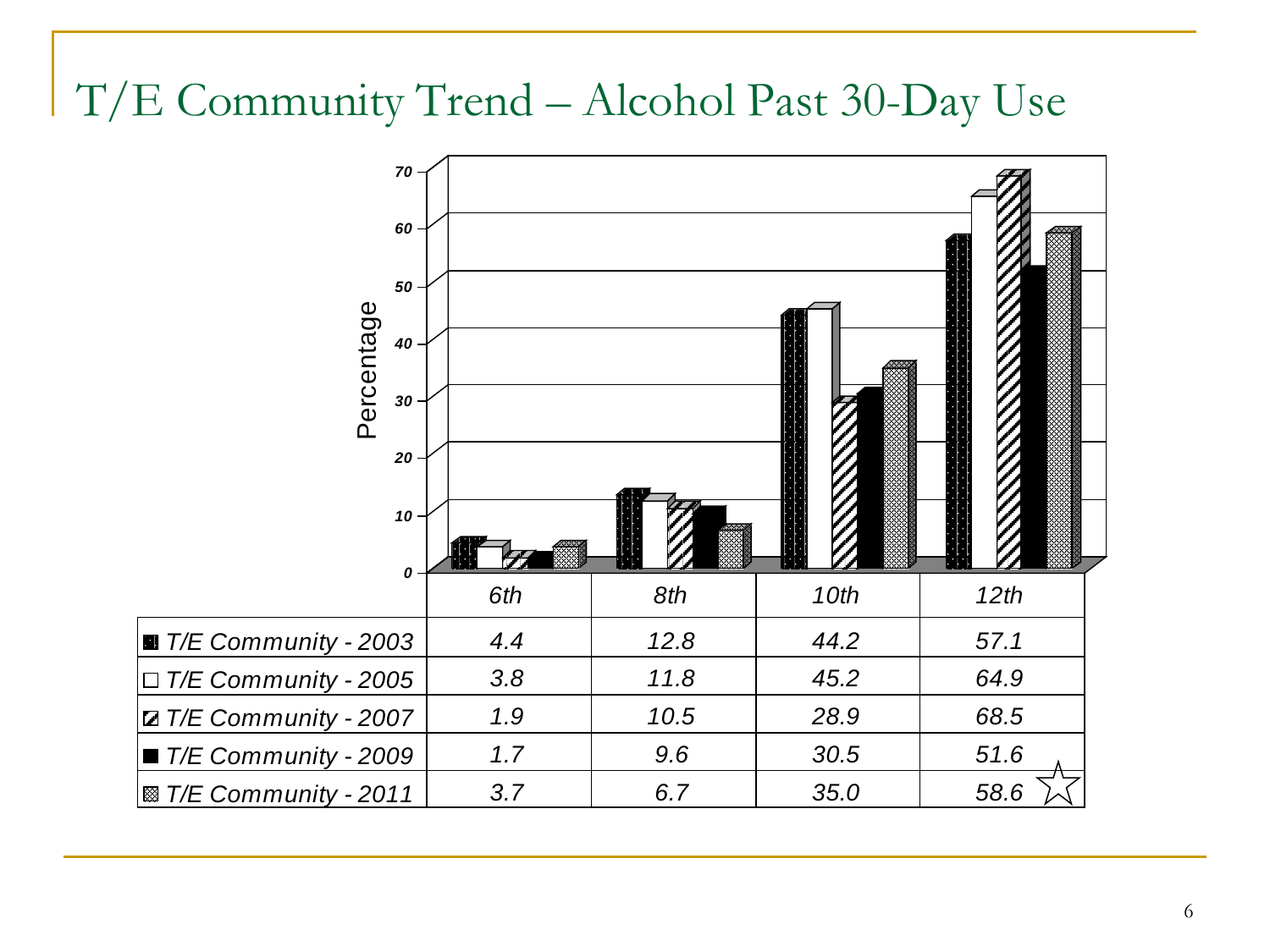# T/E Community Trend – Alcohol Past 30-Day Use

|  | 6th | 8th | 10th | 12th |
|---|---|---|---|---|
| T/E Community - 2003 | 4.4 | 12.8 | 44.2 | 57.1 |
| T/E Community - 2005 | 3.8 | 11.8 | 45.2 | 64.9 |
| T/E Community - 2007 | 1.9 | 10.5 | 28.9 | 68.5 |
| T/E Community - 2009 | 1.7 | 9.6 | 30.5 | 51.6 |
| T/E Community - 2011 | 3.7 | 6.7 | 35.0 | 58.6 ☆ |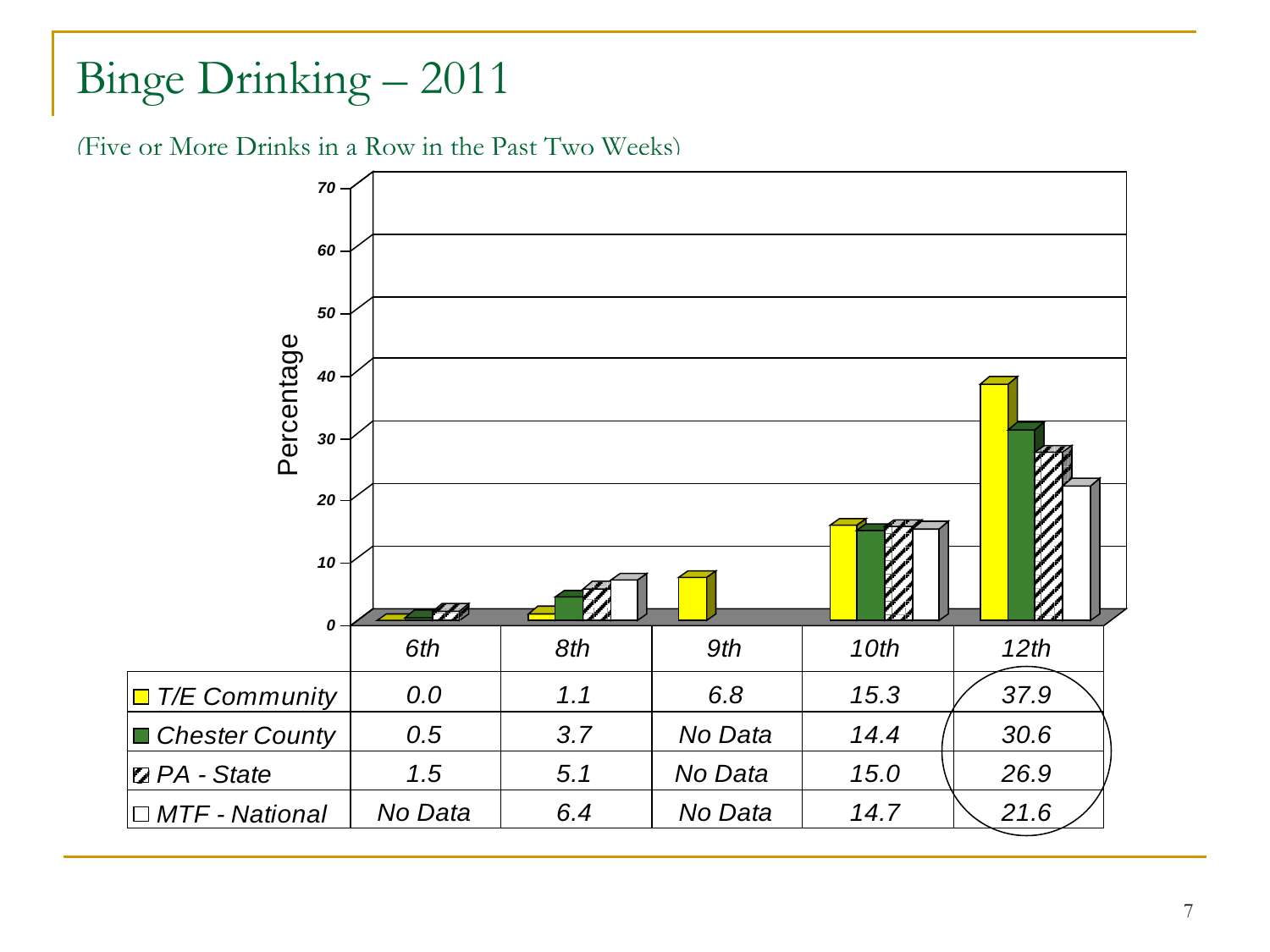# Binge Drinking – 2011

(Five or More Drinks in a Row in the Past Two Weeks)

|  | 6th | 8th | 9th | 10th | 12th |
|---|---|---|---|---|---|
| T/E Community | 0.0 | 1.1 | 6.8 | 15.3 | 37.9 |
| Chester County | 0.5 | 3.7 | No Data | 14.4 | 30.6 |
| PA - State | 1.5 | 5.1 | No Data | 15.0 | 26.9 |
| MTF - National | No Data | 6.4 | No Data | 14.7 | 21.6 |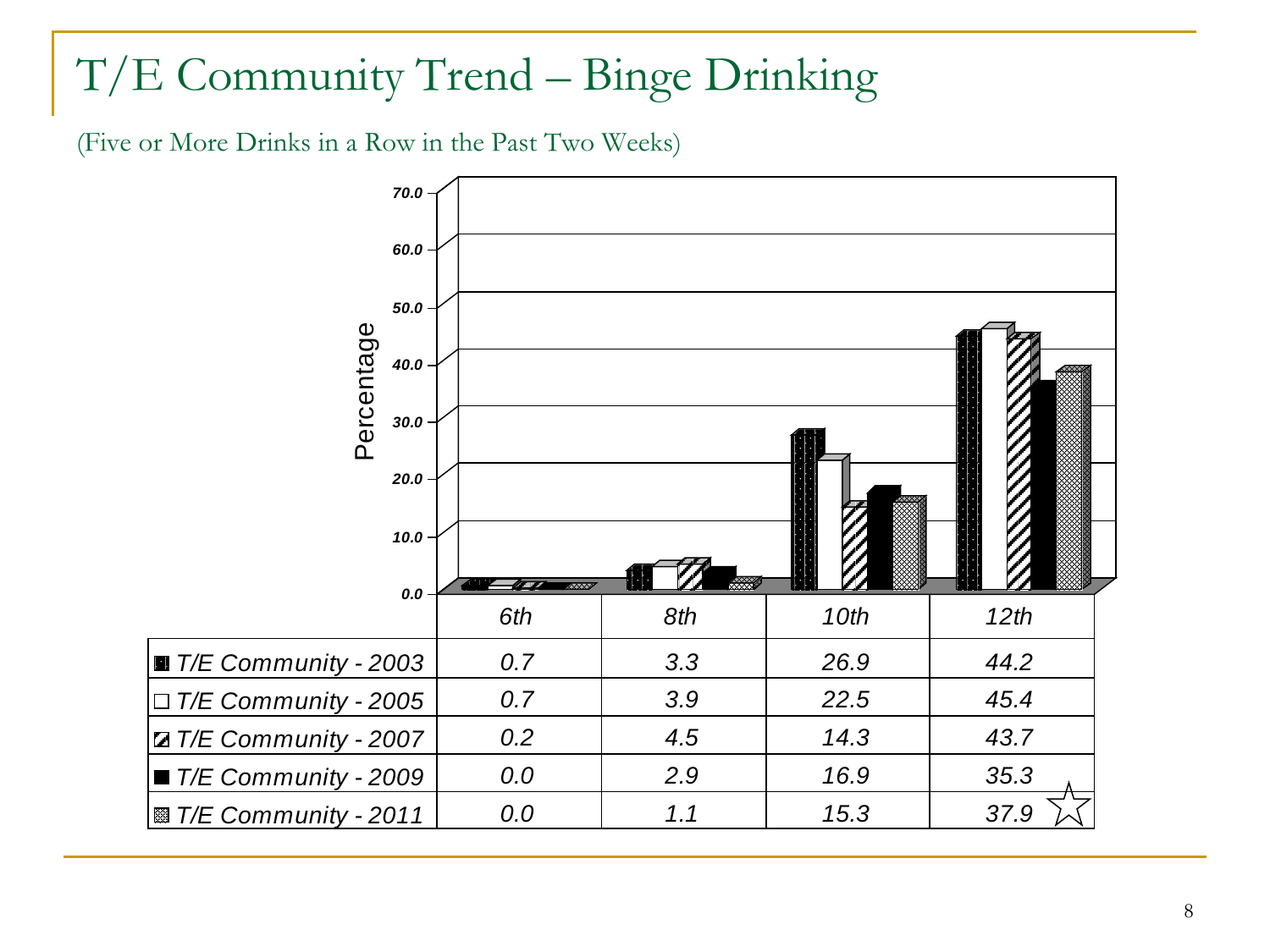# T/E Community Trend – Binge Drinking

(Five or More Drinks in a Row in the Past Two Weeks)

| | 6th | 8th | 10th | 12th |
|---|---|---|---|---|
| T/E Community - 2003 | 0.7 | 3.3 | 26.9 | 44.2 |
| T/E Community - 2005 | 0.7 | 3.9 | 22.5 | 45.4 |
| T/E Community - 2007 | 0.2 | 4.5 | 14.3 | 43.7 |
| T/E Community - 2009 | 0.0 | 2.9 | 16.9 | 35.3 |
| T/E Community - 2011 | 0.0 | 1.1 | 15.3 | 37.9 ☆ |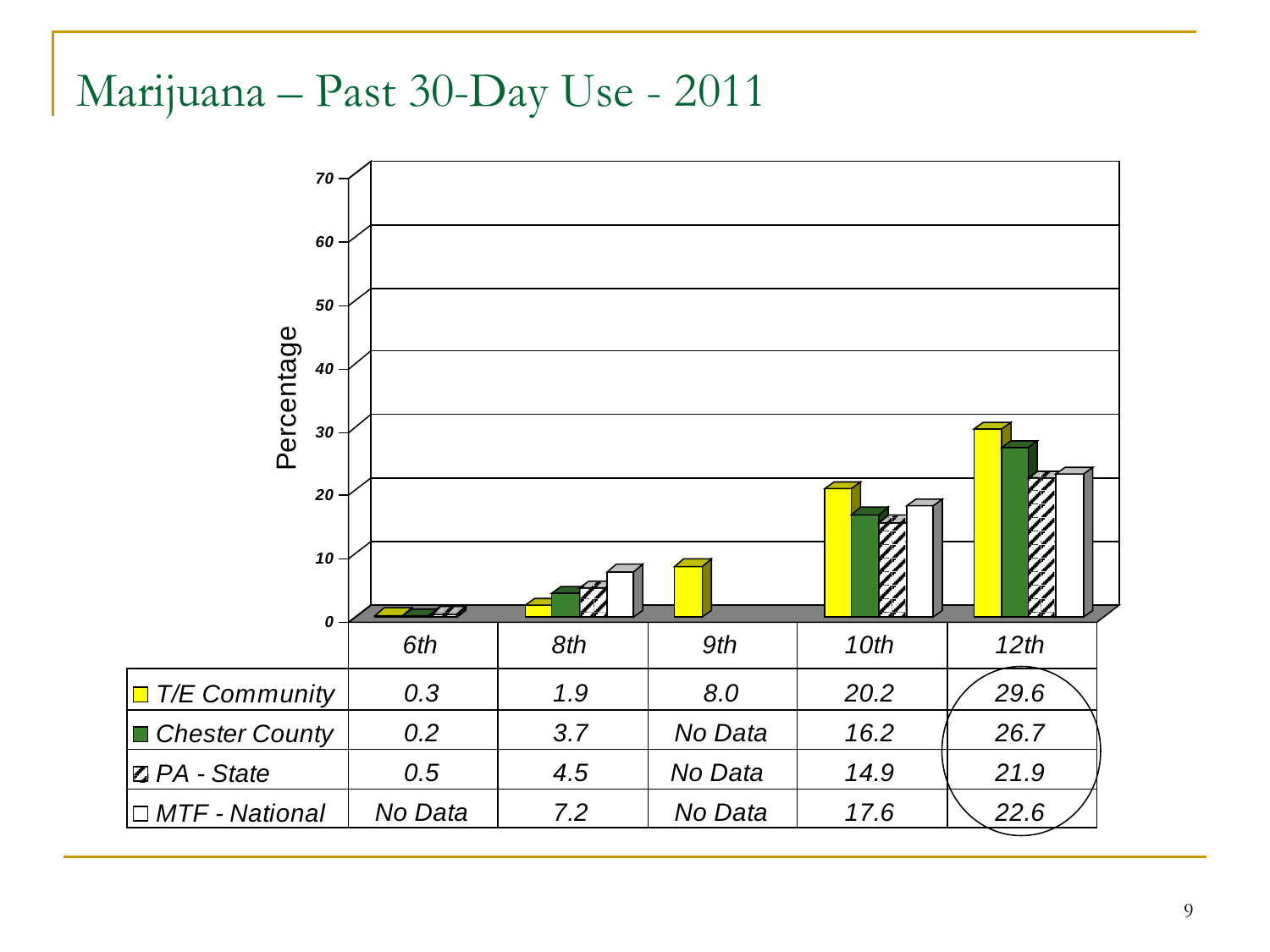# Marijuana – Past 30-Day Use - 2011

| | 6th | 8th | 9th | 10th | 12th |
|---|---|---|---|---|---|
| T/E Community | 0.3 | 1.9 | 8.0 | 20.2 | 29.6 |
| Chester County | 0.2 | 3.7 | No Data | 16.2 | 26.7 |
| PA - State | 0.5 | 4.5 | No Data | 14.9 | 21.9 |
| MTF - National | No Data | 7.2 | No Data | 17.6 | 22.6 |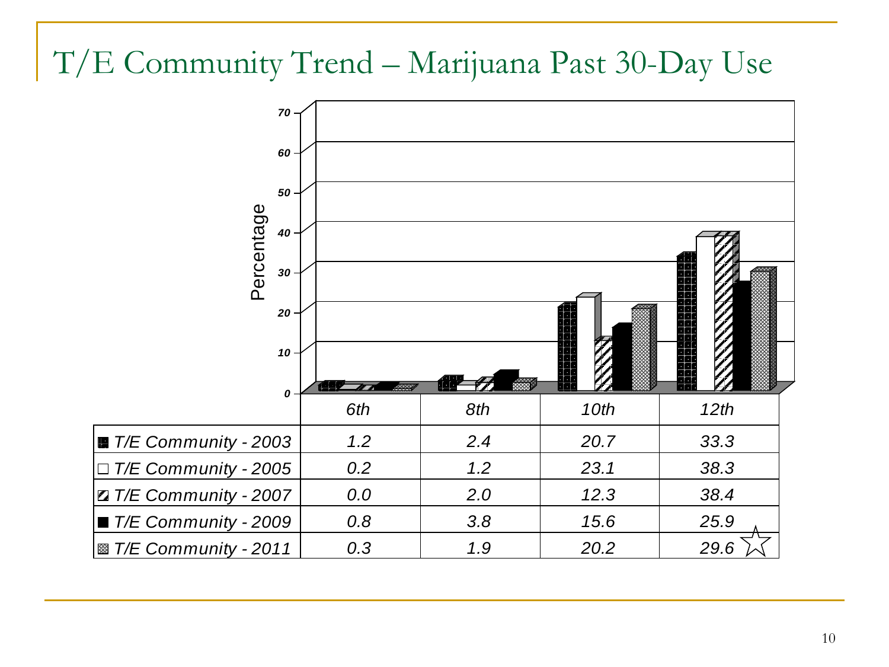# T/E Community Trend – Marijuana Past 30-Day Use

|  | 6th | 8th | 10th | 12th |
|---|---|---|---|---|
| *T/E Community - 2003* | 1.2 | 2.4 | 20.7 | 33.3 |
| *T/E Community - 2005* | 0.2 | 1.2 | 23.1 | 38.3 |
| *T/E Community - 2007* | 0.0 | 2.0 | 12.3 | 38.4 |
| *T/E Community - 2009* | 0.8 | 3.8 | 15.6 | 25.9 |
| *T/E Community - 2011* | 0.3 | 1.9 | 20.2 | 29.6 ☆ |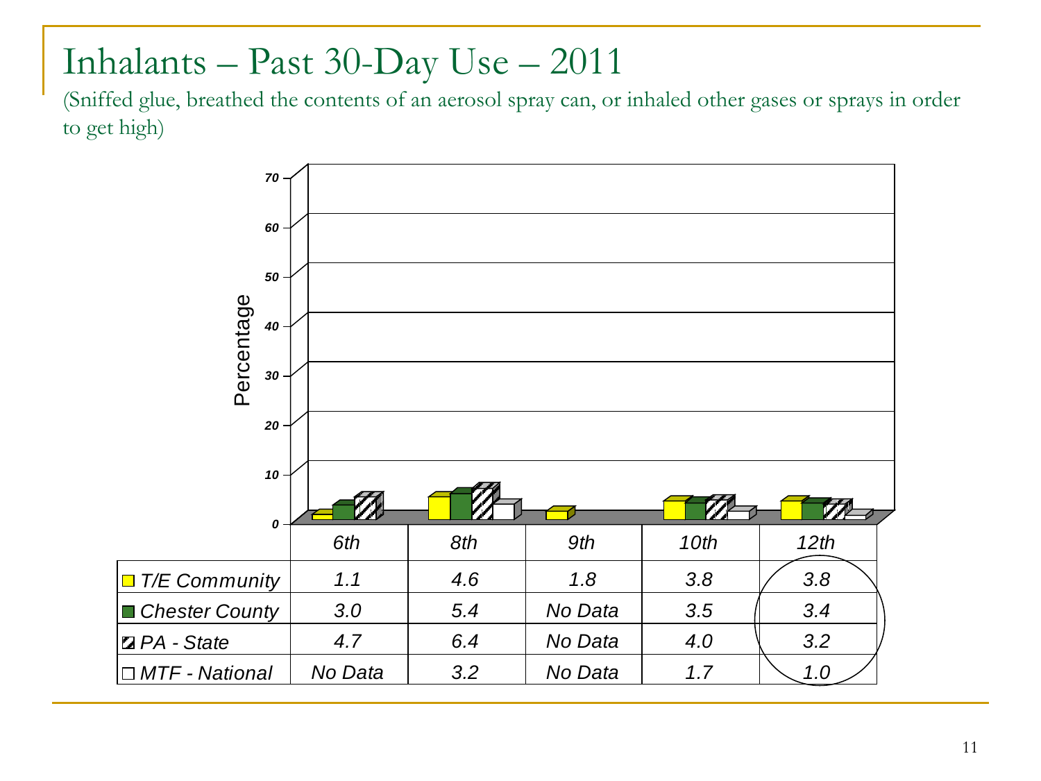# Inhalants – Past 30-Day Use – 2011

(Sniffed glue, breathed the contents of an aerosol spray can, or inhaled other gases or sprays in order to get high)

| | 6th | 8th | 9th | 10th | 12th |
|---|---|---|---|---|---|
| T/E Community | 1.1 | 4.6 | 1.8 | 3.8 | 3.8 |
| Chester County | 3.0 | 5.4 | No Data | 3.5 | 3.4 |
| PA - State | 4.7 | 6.4 | No Data | 4.0 | 3.2 |
| MTF - National | No Data | 3.2 | No Data | 1.7 | 1.0 |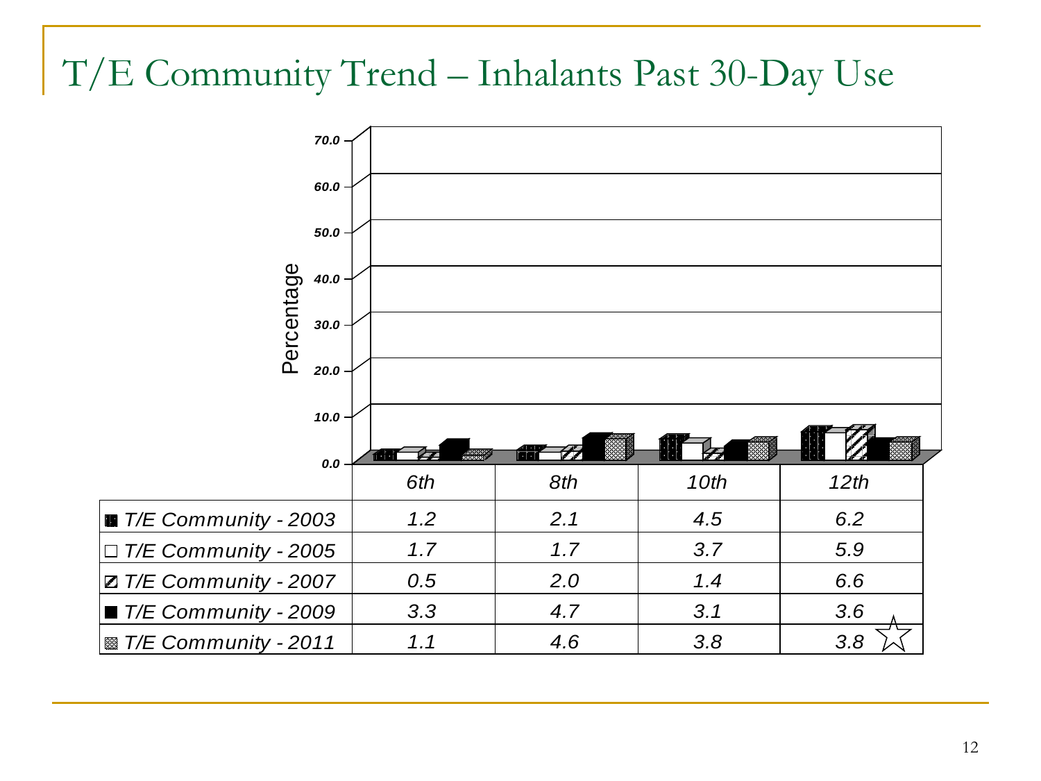# T/E Community Trend – Inhalants Past 30-Day Use

| | 6th | 8th | 10th | 12th |
|---|---|---|---|---|
| T/E Community - 2003 | 1.2 | 2.1 | 4.5 | 6.2 |
| T/E Community - 2005 | 1.7 | 1.7 | 3.7 | 5.9 |
| T/E Community - 2007 | 0.5 | 2.0 | 1.4 | 6.6 |
| T/E Community - 2009 | 3.3 | 4.7 | 3.1 | 3.6 |
| T/E Community - 2011 | 1.1 | 4.6 | 3.8 | 3.8 ☆ |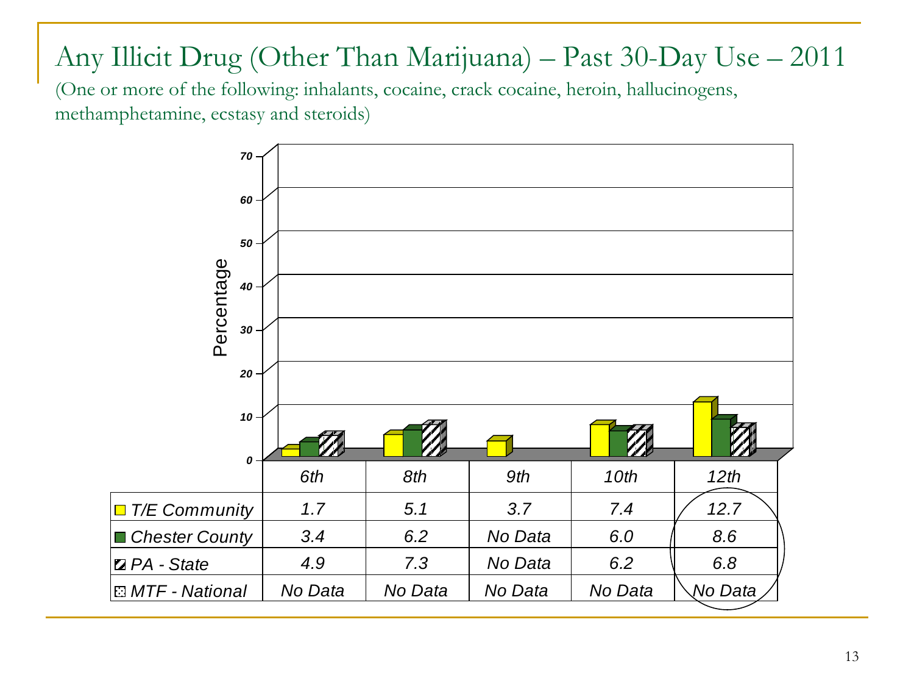# Any Illicit Drug (Other Than Marijuana) – Past 30-Day Use – 2011

(One or more of the following: inhalants, cocaine, crack cocaine, heroin, hallucinogens, methamphetamine, ecstasy and steroids)

| | 6th | 8th | 9th | 10th | 12th |
|---|---|---|---|---|---|
| T/E Community | 1.7 | 5.1 | 3.7 | 7.4 | 12.7 |
| Chester County | 3.4 | 6.2 | No Data | 6.0 | 8.6 |
| PA - State | 4.9 | 7.3 | No Data | 6.2 | 6.8 |
| MTF - National | No Data | No Data | No Data | No Data | No Data |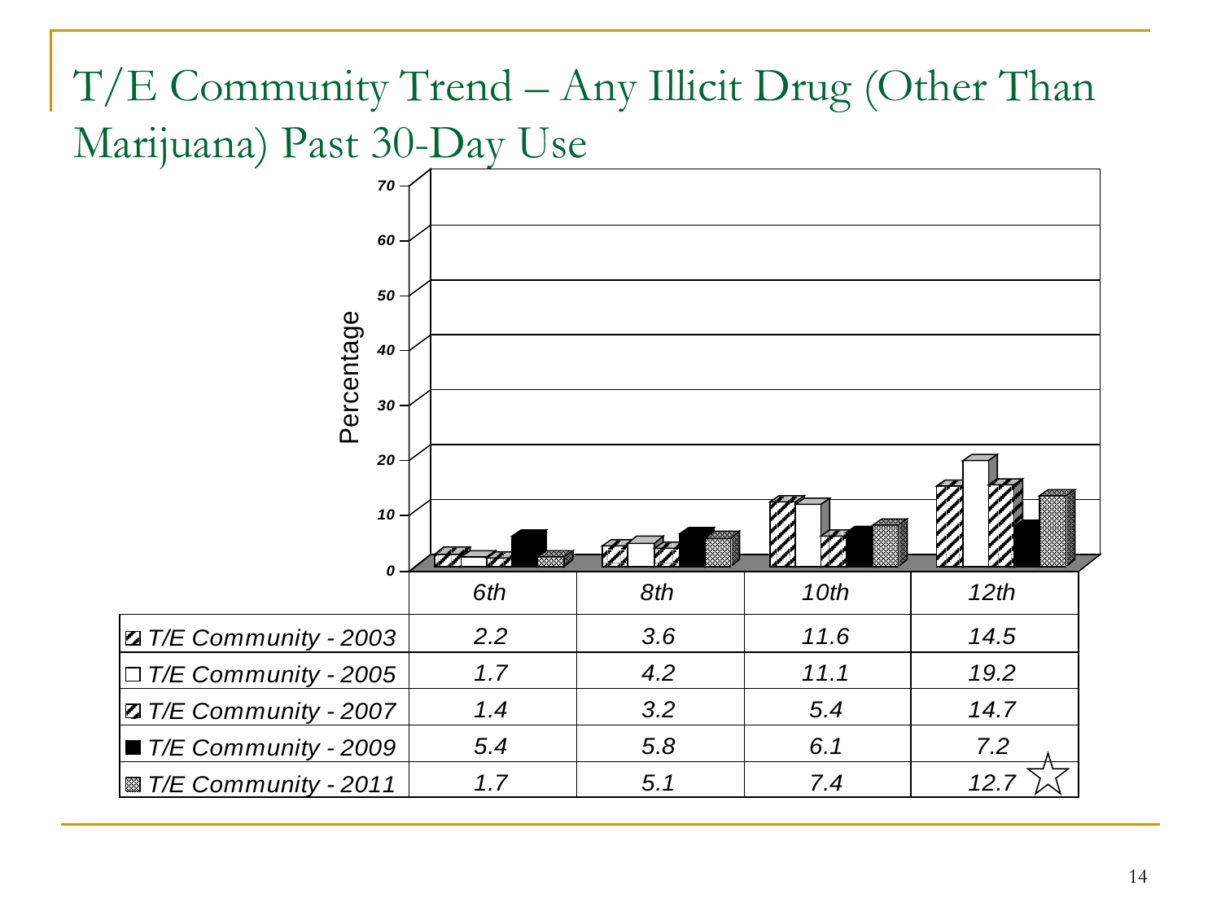# T/E Community Trend – Any Illicit Drug (Other Than Marijuana) Past 30-Day Use

| | 6th | 8th | 10th | 12th |
|---|---|---|---|---|
| T/E Community - 2003 | 2.2 | 3.6 | 11.6 | 14.5 |
| T/E Community - 2005 | 1.7 | 4.2 | 11.1 | 19.2 |
| T/E Community - 2007 | 1.4 | 3.2 | 5.4 | 14.7 |
| T/E Community - 2009 | 5.4 | 5.8 | 6.1 | 7.2 |
| T/E Community - 2011 | 1.7 | 5.1 | 7.4 | 12.7 ☆ |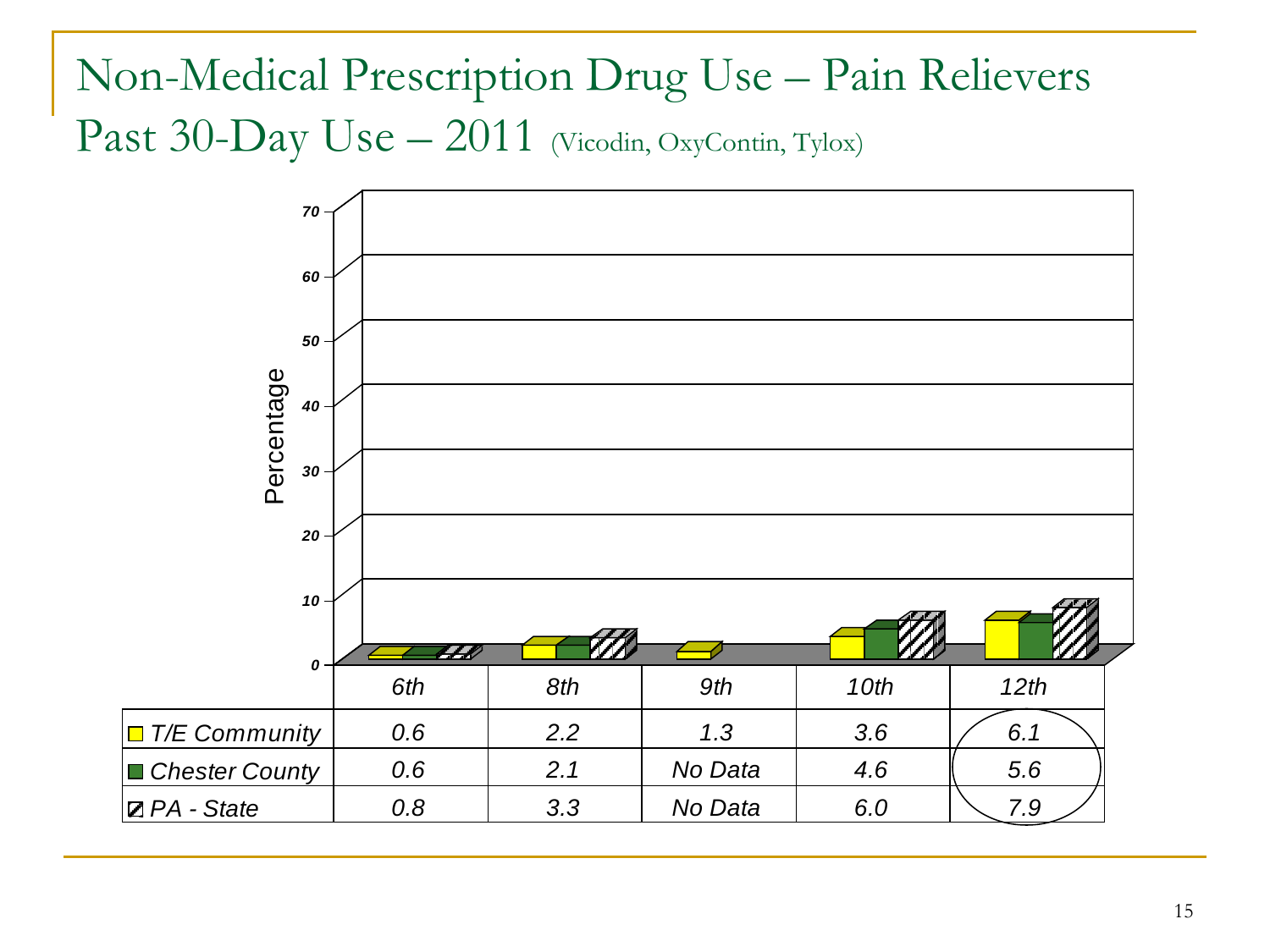# Non-Medical Prescription Drug Use – Pain Relievers

## Past 30-Day Use – 2011 (Vicodin, OxyContin, Tylox)

| | 6th | 8th | 9th | 10th | 12th |
|---|---|---|---|---|---|
| T/E Community | 0.6 | 2.2 | 1.3 | 3.6 | 6.1 |
| Chester County | 0.6 | 2.1 | No Data | 4.6 | 5.6 |
| PA - State | 0.8 | 3.3 | No Data | 6.0 | 7.9 |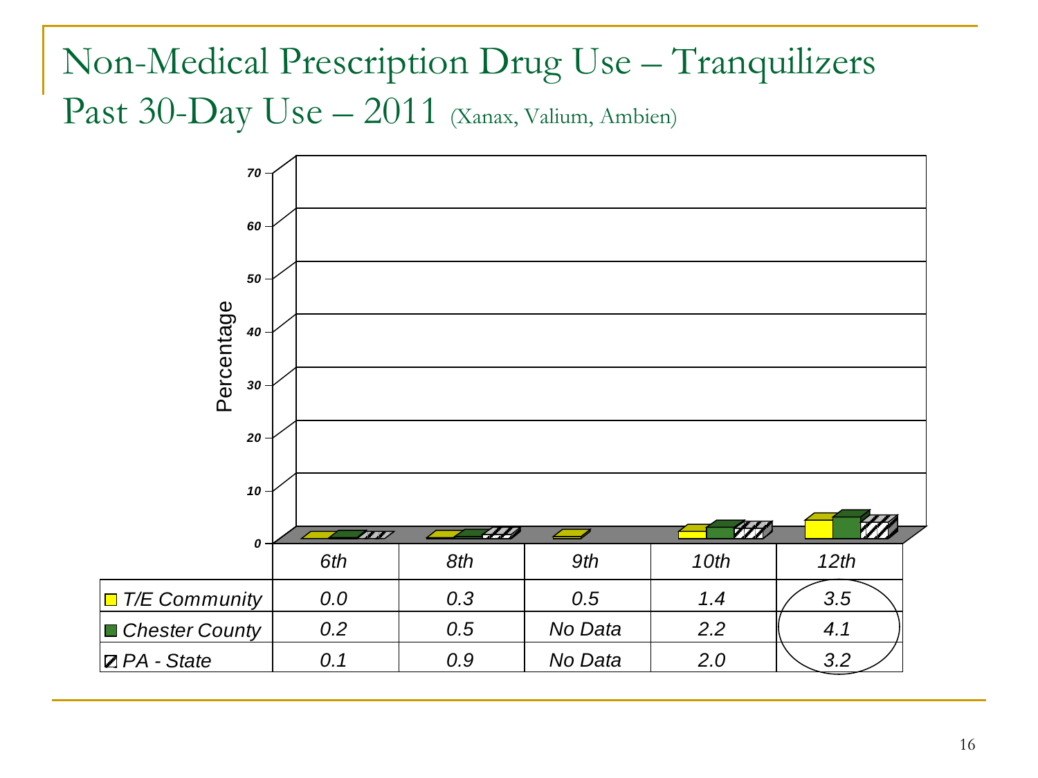# Non-Medical Prescription Drug Use – Tranquilizers

## Past 30-Day Use – 2011 (Xanax, Valium, Ambien)

|  | 6th | 8th | 9th | 10th | 12th |
|---|---|---|---|---|---|
| T/E Community | 0.0 | 0.3 | 0.5 | 1.4 | 3.5 |
| Chester County | 0.2 | 0.5 | No Data | 2.2 | 4.1 |
| PA - State | 0.1 | 0.9 | No Data | 2.0 | 3.2 |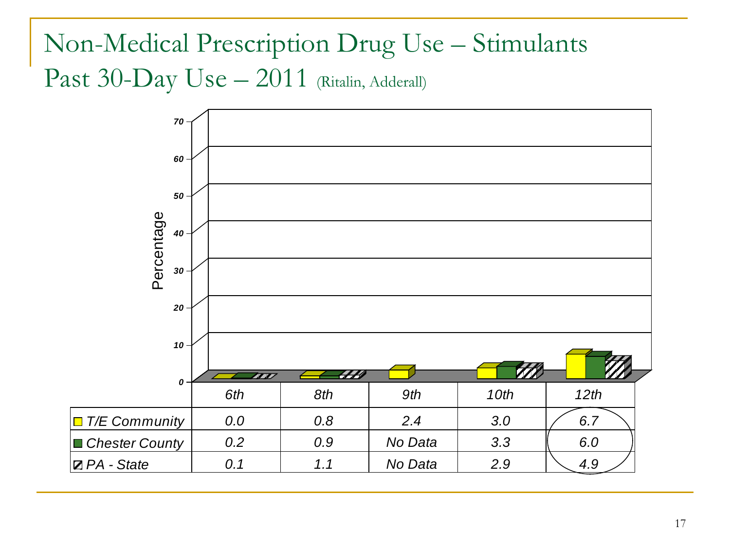# Non-Medical Prescription Drug Use – Stimulants

## Past 30-Day Use – 2011 (Ritalin, Adderall)

| | 6th | 8th | 9th | 10th | 12th |
|---|---|---|---|---|---|
| T/E Community | 0.0 | 0.8 | 2.4 | 3.0 | 6.7 |
| Chester County | 0.2 | 0.9 | No Data | 3.3 | 6.0 |
| PA - State | 0.1 | 1.1 | No Data | 2.9 | 4.9 |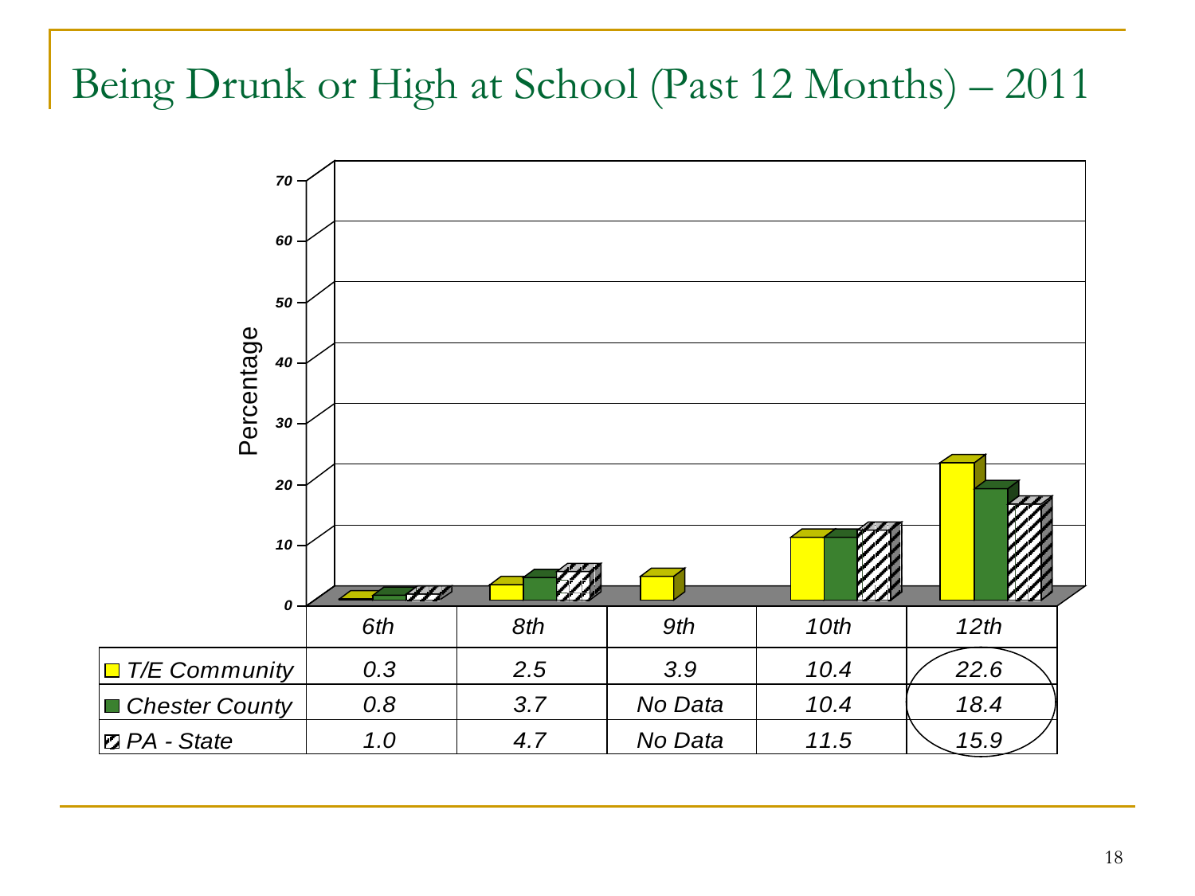# Being Drunk or High at School (Past 12 Months) – 2011

| | 6th | 8th | 9th | 10th | 12th |
|---|---|---|---|---|---|
| T/E Community | 0.3 | 2.5 | 3.9 | 10.4 | 22.6 |
| Chester County | 0.8 | 3.7 | No Data | 10.4 | 18.4 |
| PA - State | 1.0 | 4.7 | No Data | 11.5 | 15.9 |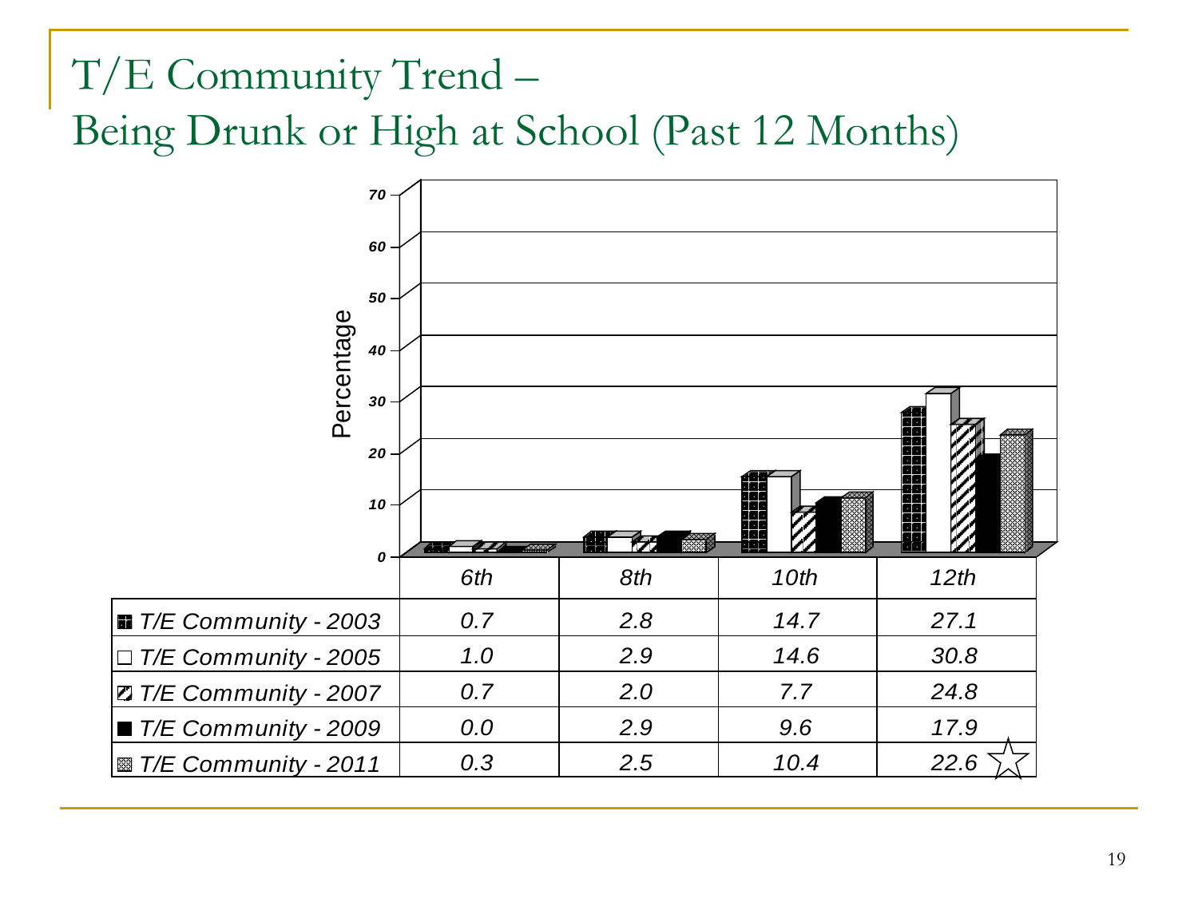# T/E Community Trend – Being Drunk or High at School (Past 12 Months)

| | 6th | 8th | 10th | 12th |
|---|---|---|---|---|
| T/E Community - 2003 | 0.7 | 2.8 | 14.7 | 27.1 |
| T/E Community - 2005 | 1.0 | 2.9 | 14.6 | 30.8 |
| T/E Community - 2007 | 0.7 | 2.0 | 7.7 | 24.8 |
| T/E Community - 2009 | 0.0 | 2.9 | 9.6 | 17.9 |
| T/E Community - 2011 | 0.3 | 2.5 | 10.4 | 22.6 ☆ |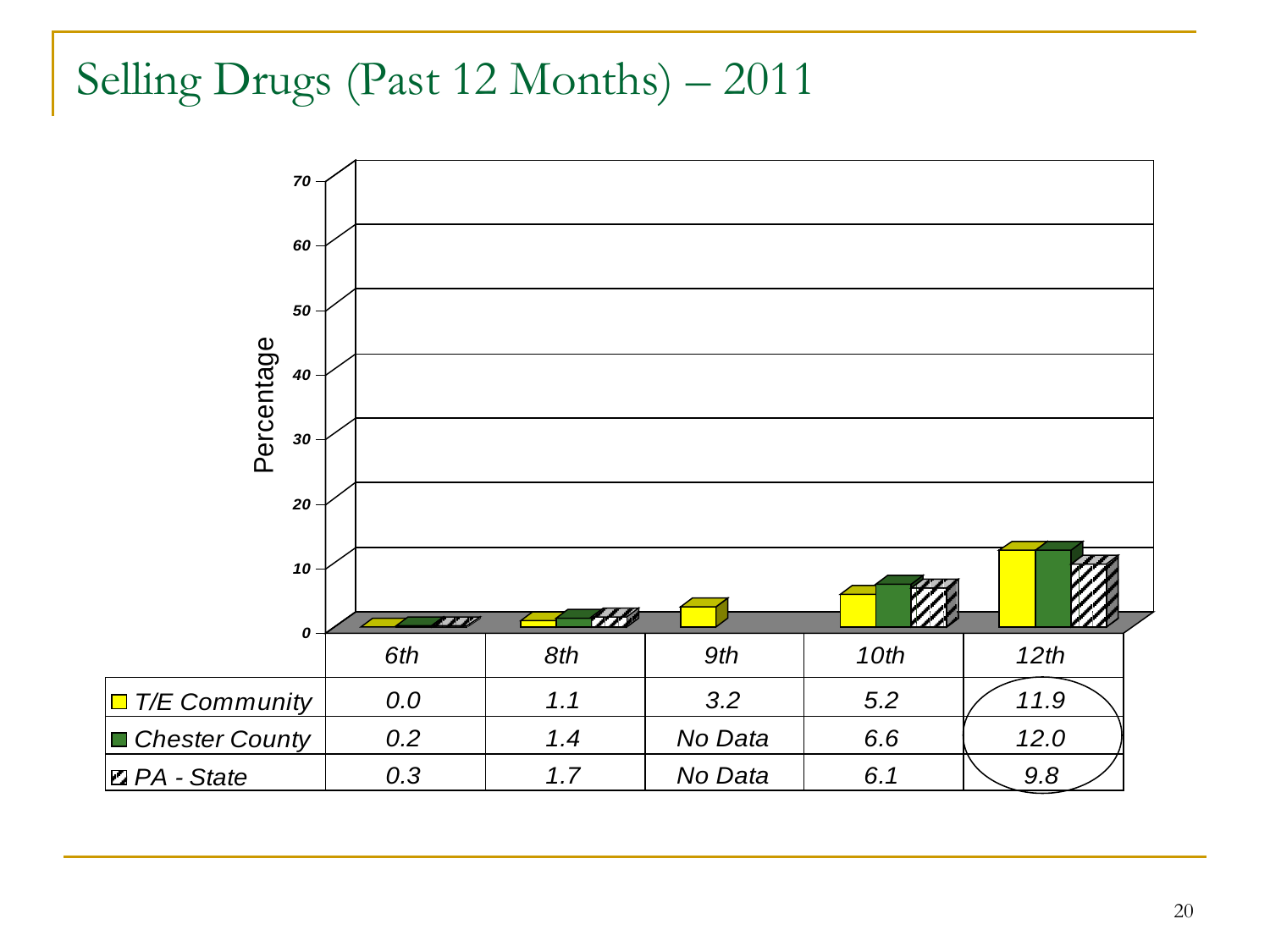# Selling Drugs (Past 12 Months) – 2011

| | 6th | 8th | 9th | 10th | 12th |
|---|---|---|---|---|---|
| T/E Community | 0.0 | 1.1 | 3.2 | 5.2 | 11.9 |
| Chester County | 0.2 | 1.4 | No Data | 6.6 | 12.0 |
| PA - State | 0.3 | 1.7 | No Data | 6.1 | 9.8 |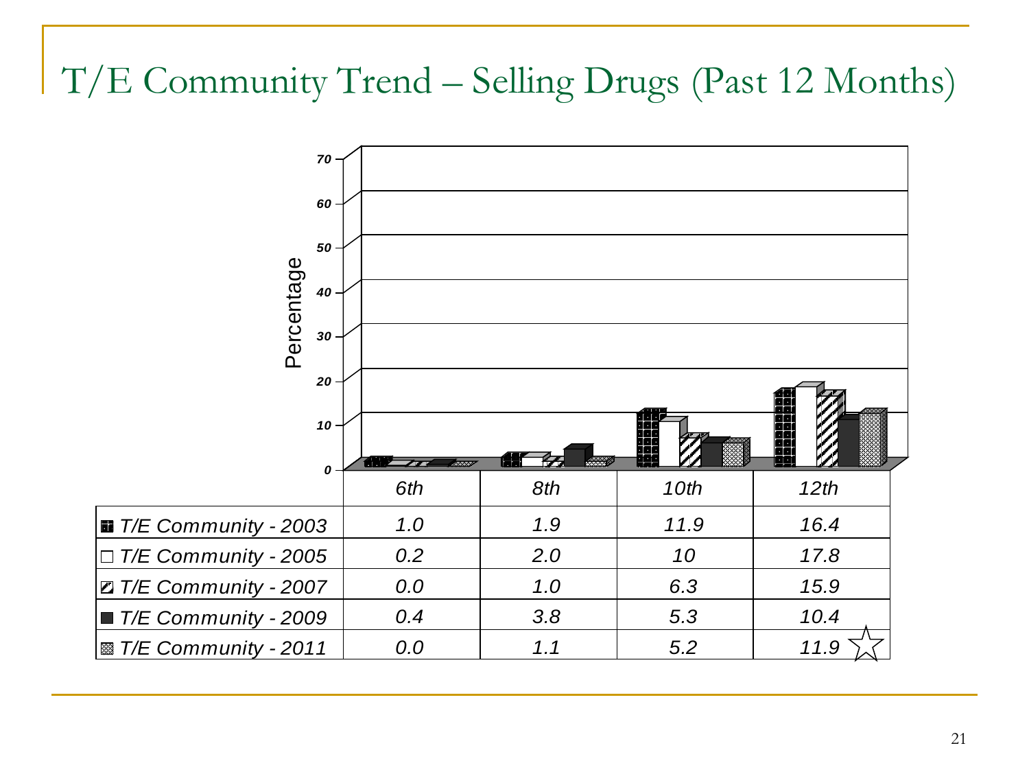# T/E Community Trend – Selling Drugs (Past 12 Months)

| | 6th | 8th | 10th | 12th |
|---|---|---|---|---|
| T/E Community - 2003 | 1.0 | 1.9 | 11.9 | 16.4 |
| T/E Community - 2005 | 0.2 | 2.0 | 10 | 17.8 |
| T/E Community - 2007 | 0.0 | 1.0 | 6.3 | 15.9 |
| T/E Community - 2009 | 0.4 | 3.8 | 5.3 | 10.4 |
| T/E Community - 2011 | 0.0 | 1.1 | 5.2 | 11.9 ☆ |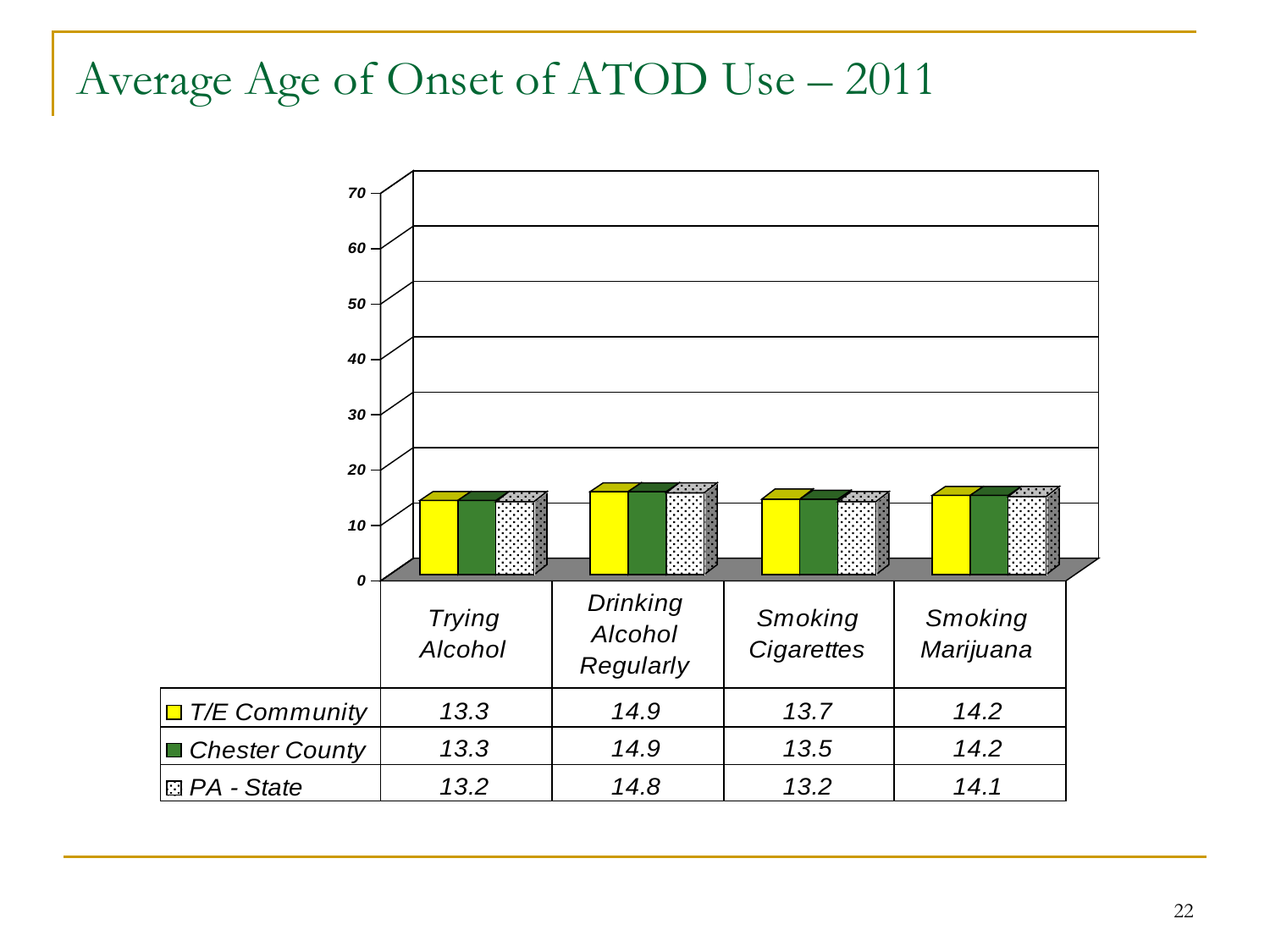# Average Age of Onset of ATOD Use – 2011

| | Trying Alcohol | Drinking Alcohol Regularly | Smoking Cigarettes | Smoking Marijuana |
|---|---|---|---|---|
| T/E Community | 13.3 | 14.9 | 13.7 | 14.2 |
| Chester County | 13.3 | 14.9 | 13.5 | 14.2 |
| PA - State | 13.2 | 14.8 | 13.2 | 14.1 |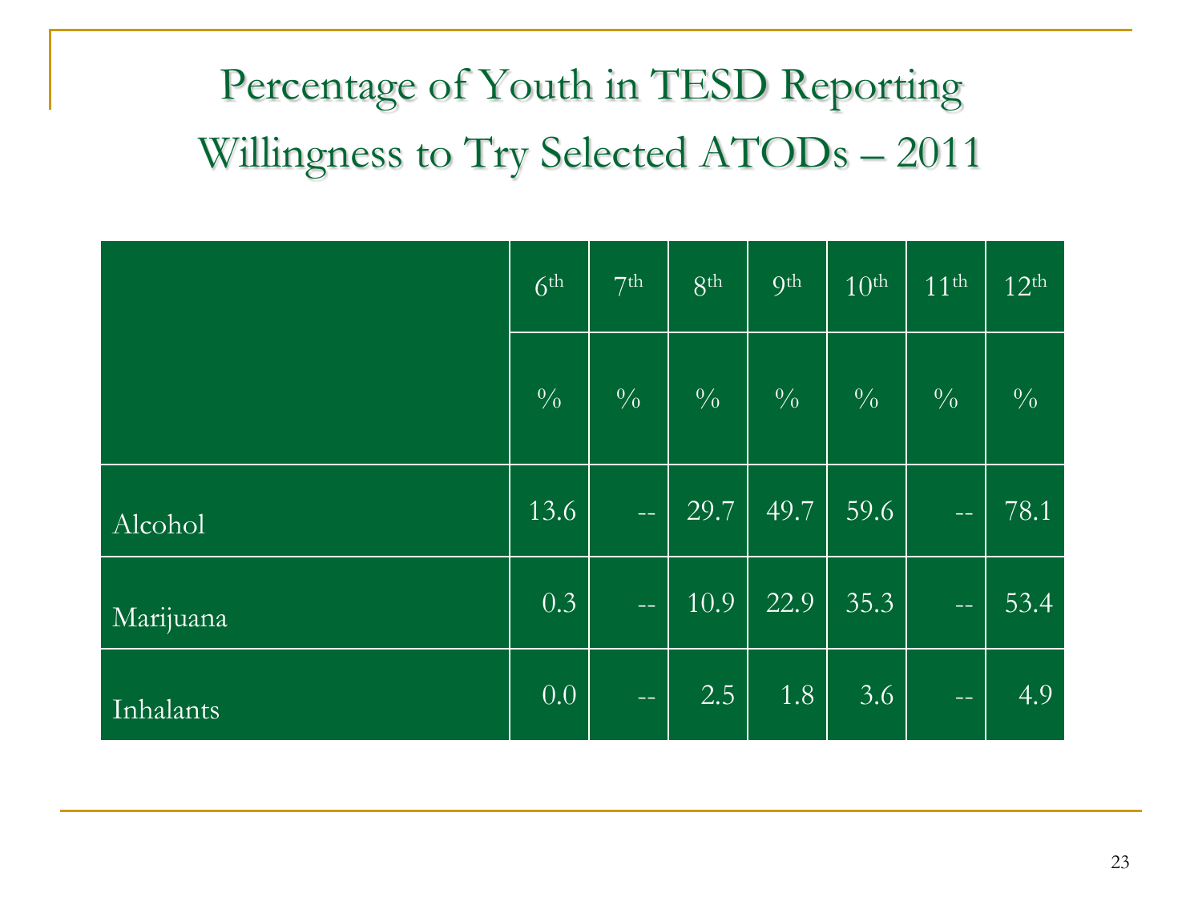# Percentage of Youth in TESD Reporting Willingness to Try Selected ATODs – 2011

| | 6th | 7th | 8th | 9th | 10th | 11th | 12th |
|---|---|---|---|---|---|---|---|
| | % | % | % | % | % | % | % |
| Alcohol | 13.6 | -- | 29.7 | 49.7 | 59.6 | -- | 78.1 |
| Marijuana | 0.3 | -- | 10.9 | 22.9 | 35.3 | -- | 53.4 |
| Inhalants | 0.0 | -- | 2.5 | 1.8 | 3.6 | -- | 4.9 |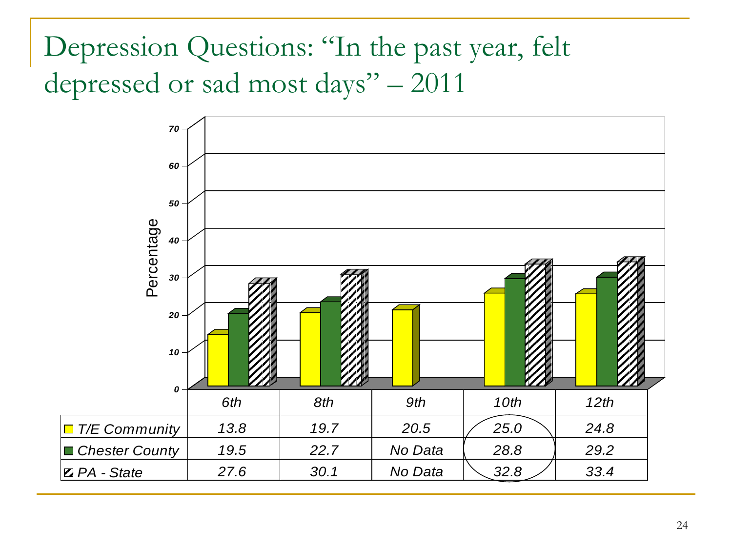# Depression Questions: "In the past year, felt depressed or sad most days" – 2011

| | 6th | 8th | 9th | 10th | 12th |
|---|---|---|---|---|---|
| T/E Community | 13.8 | 19.7 | 20.5 | 25.0 | 24.8 |
| Chester County | 19.5 | 22.7 | No Data | 28.8 | 29.2 |
| PA - State | 27.6 | 30.1 | No Data | 32.8 | 33.4 |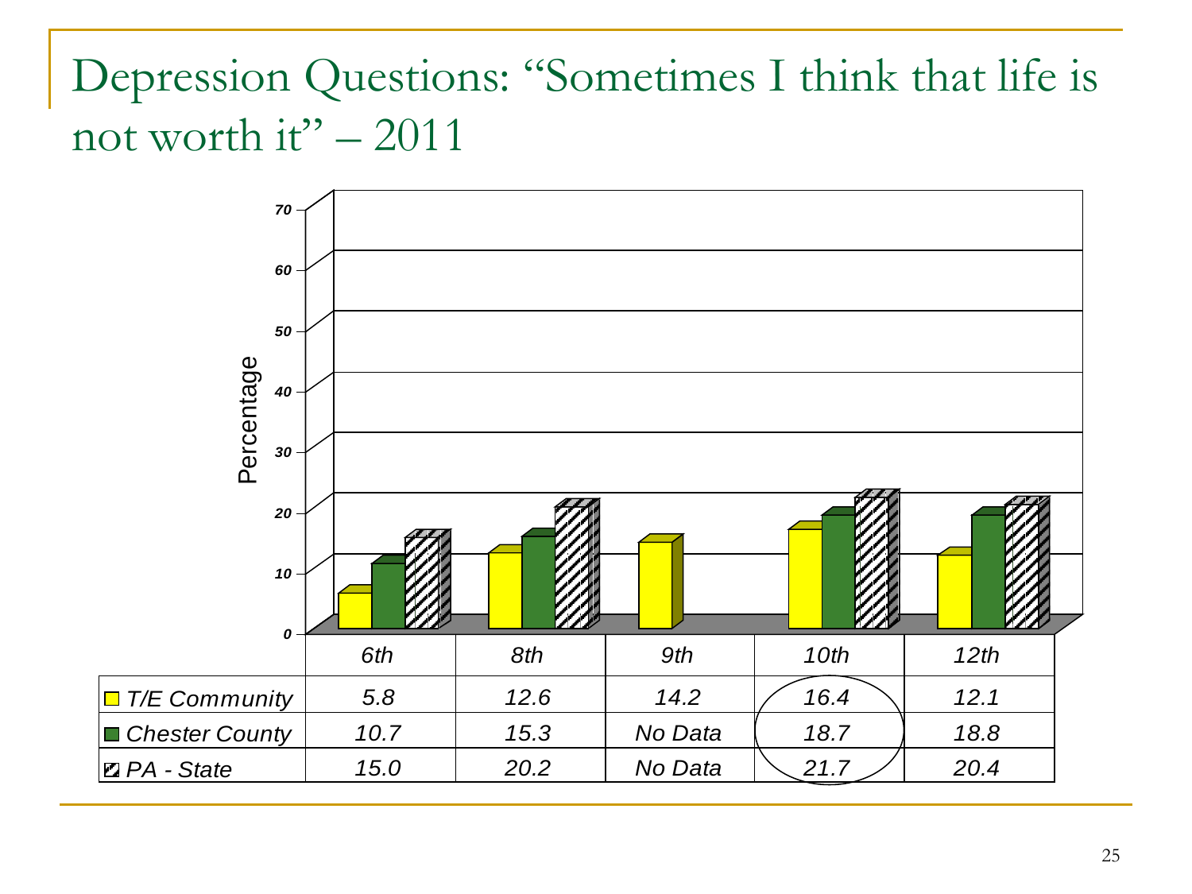# Depression Questions: "Sometimes I think that life is not worth it" – 2011

| | 6th | 8th | 9th | 10th | 12th |
|---|---|---|---|---|---|
| T/E Community | 5.8 | 12.6 | 14.2 | 16.4 | 12.1 |
| Chester County | 10.7 | 15.3 | No Data | 18.7 | 18.8 |
| PA - State | 15.0 | 20.2 | No Data | 21.7 | 20.4 |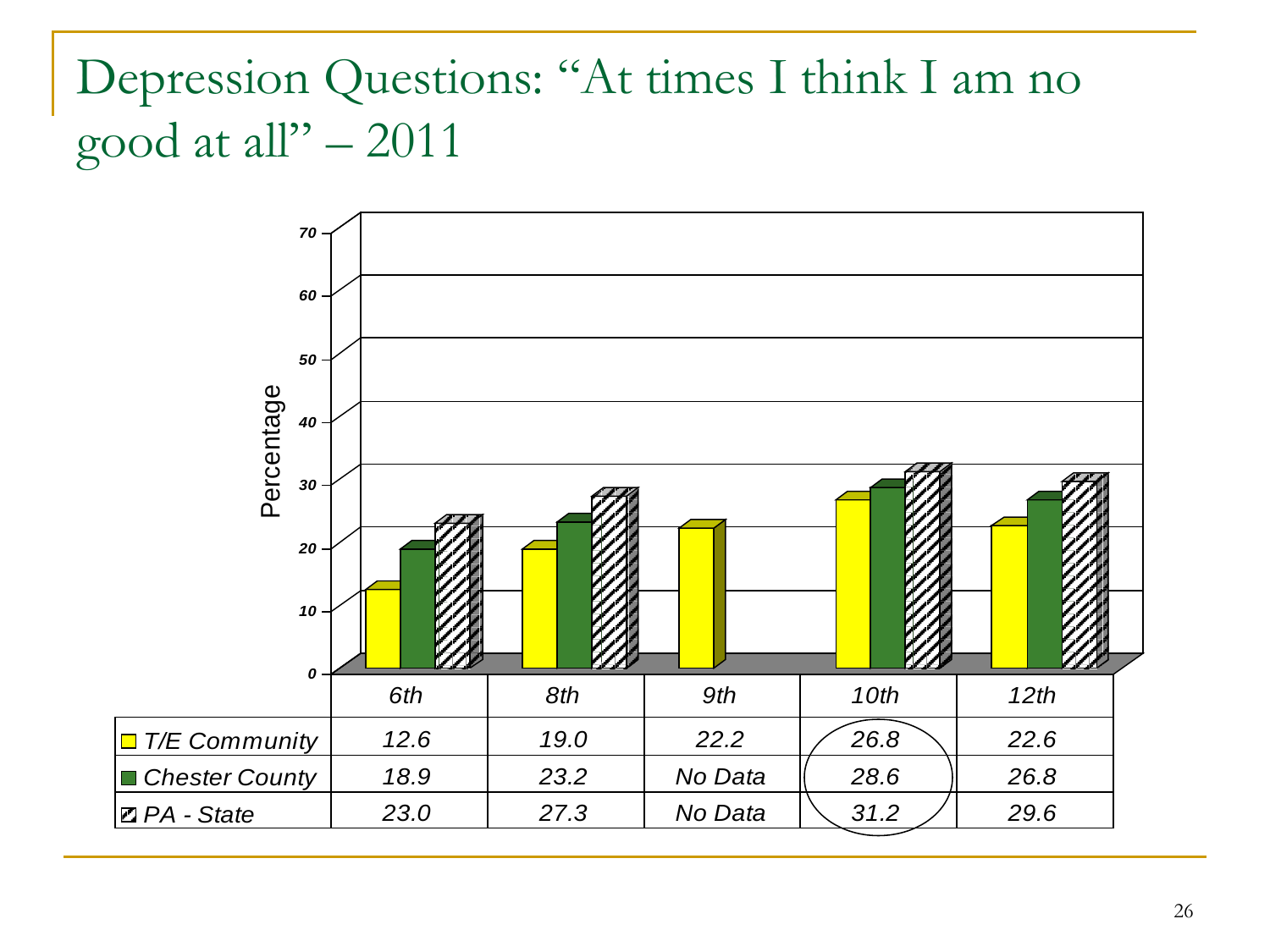# Depression Questions: "At times I think I am no good at all" – 2011

| | 6th | 8th | 9th | 10th | 12th |
|---|---|---|---|---|---|
| T/E Community | 12.6 | 19.0 | 22.2 | 26.8 | 22.6 |
| Chester County | 18.9 | 23.2 | No Data | 28.6 | 26.8 |
| PA - State | 23.0 | 27.3 | No Data | 31.2 | 29.6 |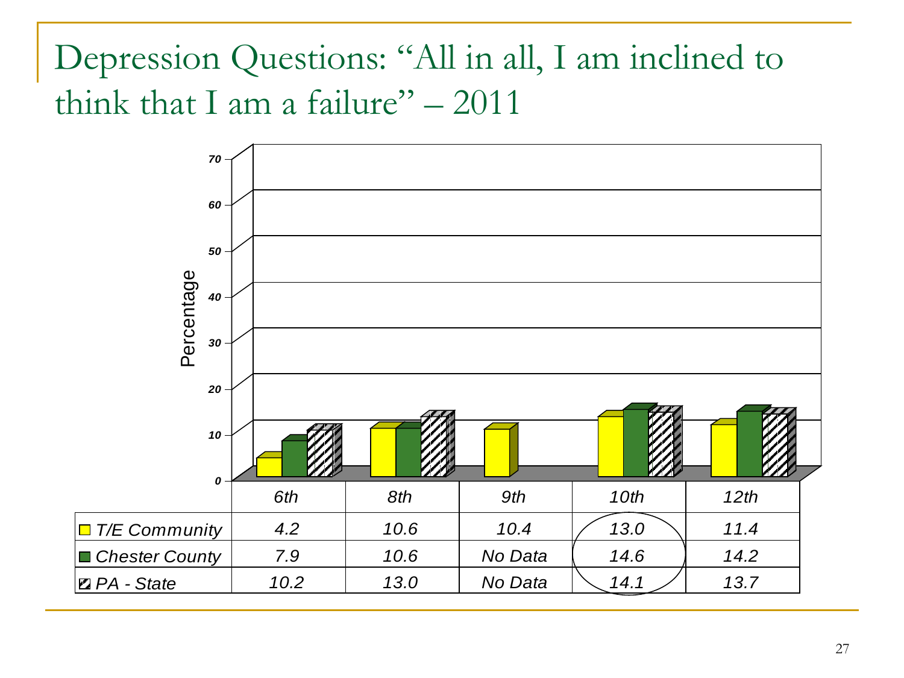# Depression Questions: "All in all, I am inclined to think that I am a failure" – 2011

| | 6th | 8th | 9th | 10th | 12th |
|---|---|---|---|---|---|
| T/E Community | 4.2 | 10.6 | 10.4 | 13.0 | 11.4 |
| Chester County | 7.9 | 10.6 | No Data | 14.6 | 14.2 |
| PA - State | 10.2 | 13.0 | No Data | 14.1 | 13.7 |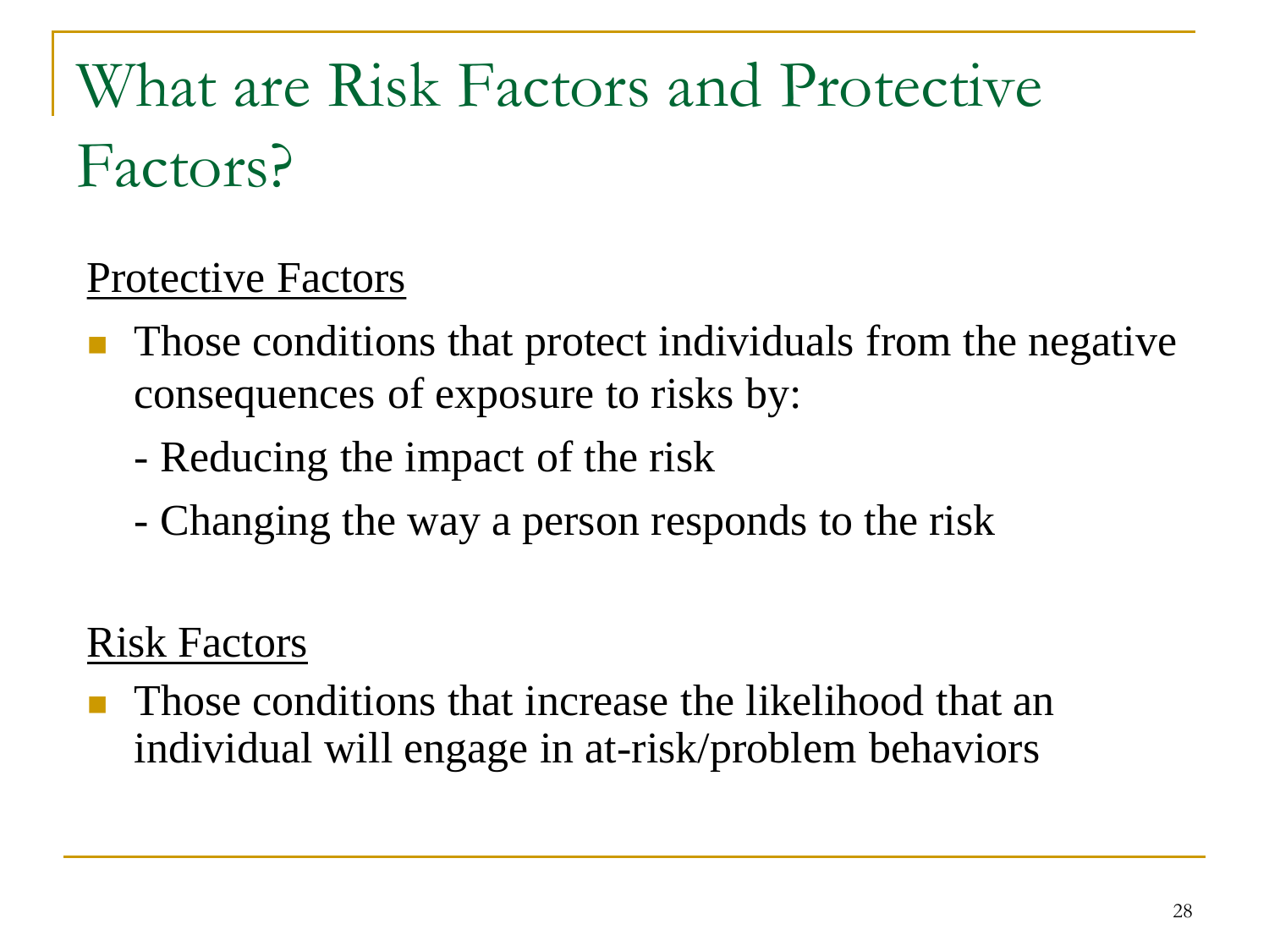# What are Risk Factors and Protective Factors?

<u>Protective Factors</u>

- Those conditions that protect individuals from the negative consequences of exposure to risks by:
  - Reducing the impact of the risk
  - Changing the way a person responds to the risk

<u>Risk Factors</u>

- Those conditions that increase the likelihood that an individual will engage in at-risk/problem behaviors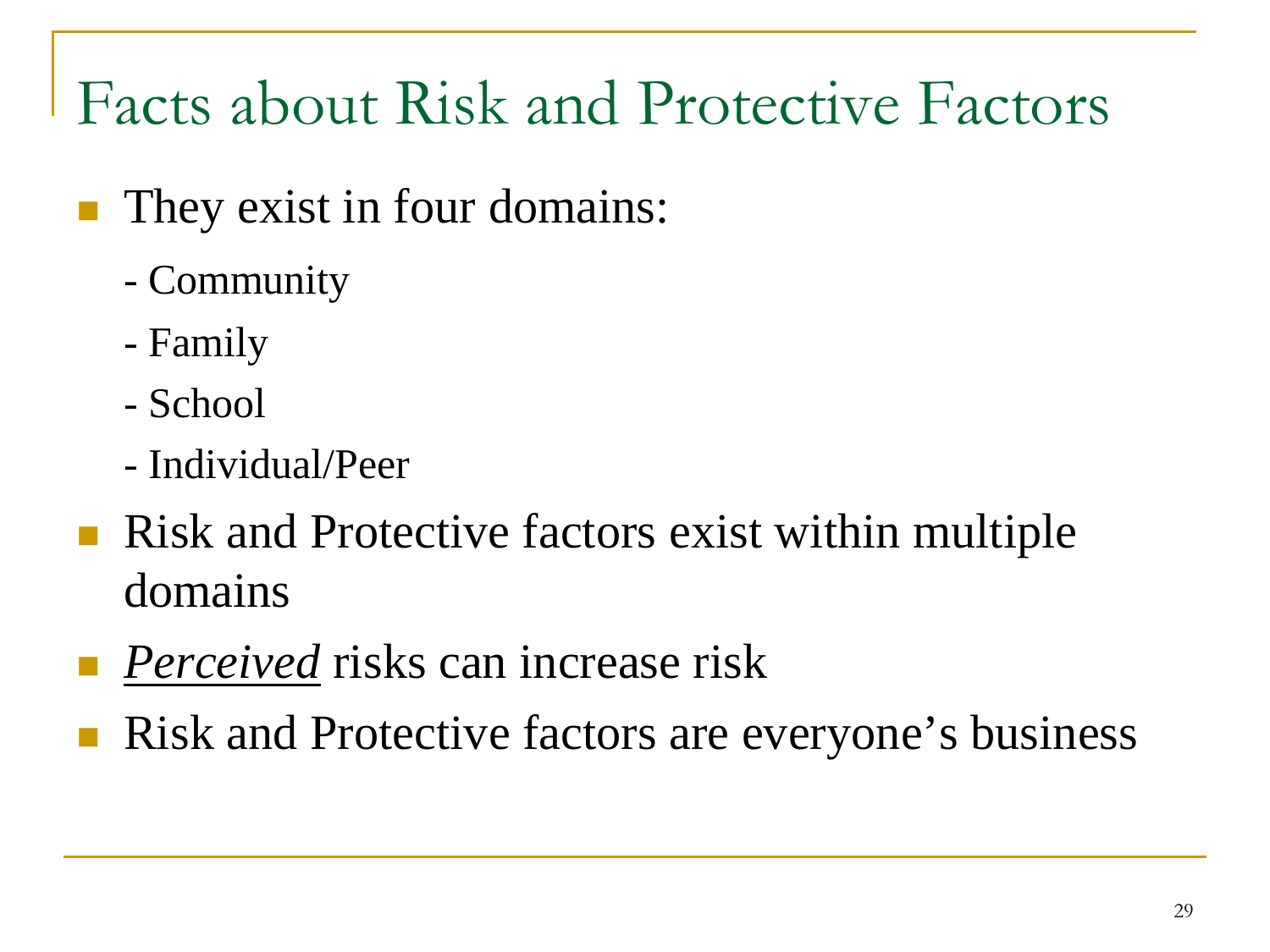# Facts about Risk and Protective Factors

- They exist in four domains:
  - Community
  - Family
  - School
  - Individual/Peer
- Risk and Protective factors exist within multiple domains
- *<u>Perceived</u>* risks can increase risk
- Risk and Protective factors are everyone's business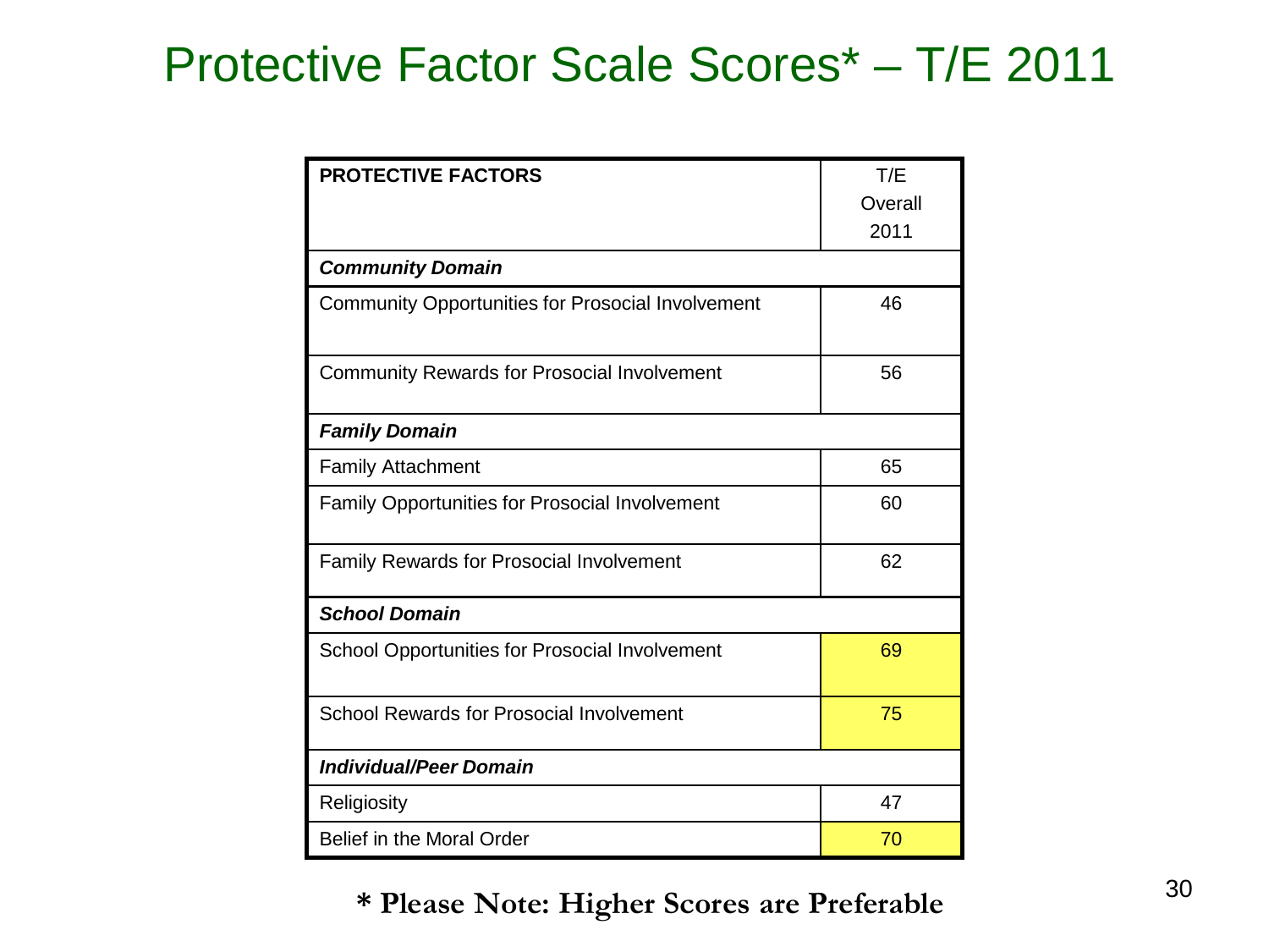# Protective Factor Scale Scores* – T/E 2011

| PROTECTIVE FACTORS | T/E Overall 2011 |
|---|---|
| ***Community Domain*** | |
| Community Opportunities for Prosocial Involvement | 46 |
| Community Rewards for Prosocial Involvement | 56 |
| ***Family Domain*** | |
| Family Attachment | 65 |
| Family Opportunities for Prosocial Involvement | 60 |
| Family Rewards for Prosocial Involvement | 62 |
| ***School Domain*** | |
| School Opportunities for Prosocial Involvement | 69 |
| School Rewards for Prosocial Involvement | 75 |
| ***Individual/Peer Domain*** | |
| Religiosity | 47 |
| Belief in the Moral Order | 70 |

**\* Please Note: Higher Scores are Preferable**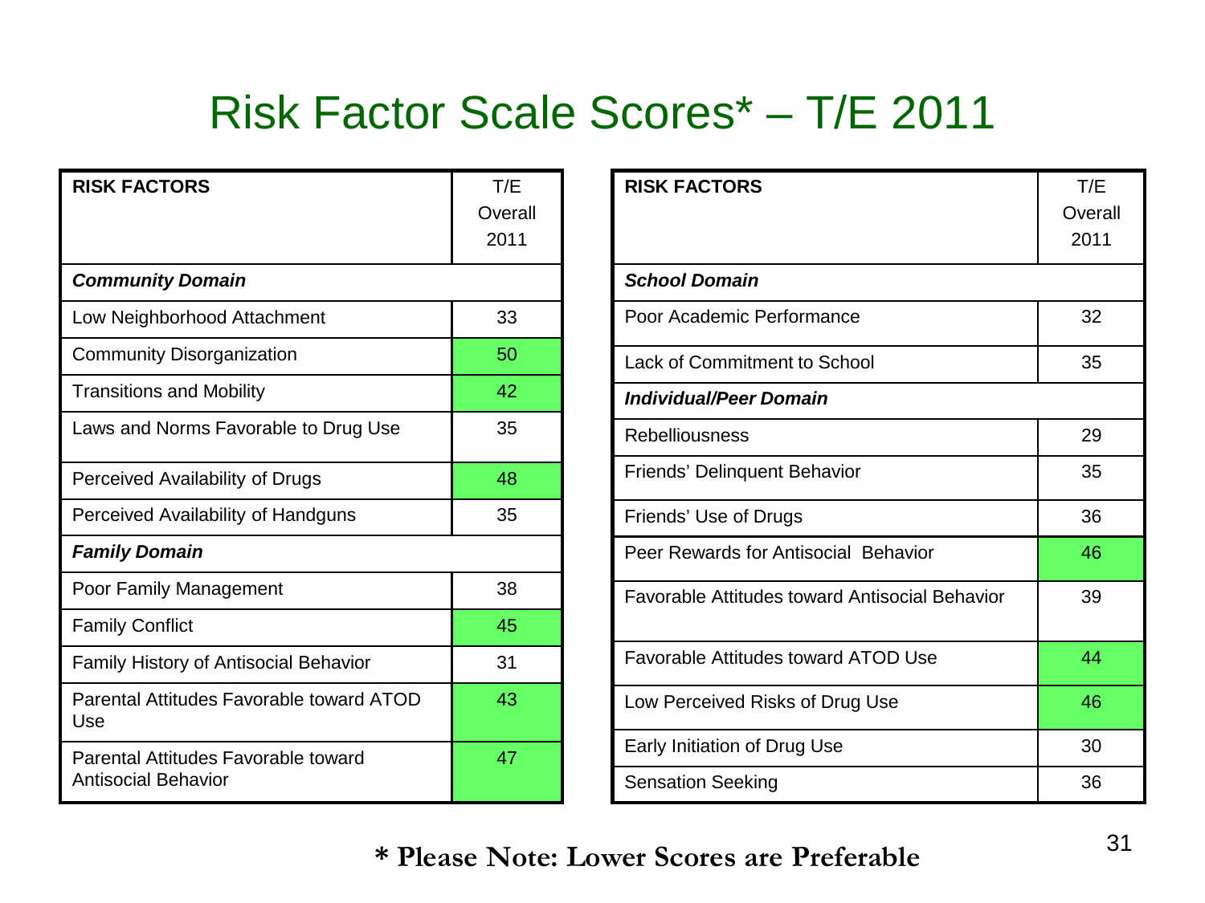# Risk Factor Scale Scores* – T/E 2011

| RISK FACTORS | T/E Overall 2011 |
|---|---|
| ***Community Domain*** | |
| Low Neighborhood Attachment | 33 |
| Community Disorganization | 50 |
| Transitions and Mobility | 42 |
| Laws and Norms Favorable to Drug Use | 35 |
| Perceived Availability of Drugs | 48 |
| Perceived Availability of Handguns | 35 |
| ***Family Domain*** | |
| Poor Family Management | 38 |
| Family Conflict | 45 |
| Family History of Antisocial Behavior | 31 |
| Parental Attitudes Favorable toward ATOD Use | 43 |
| Parental Attitudes Favorable toward Antisocial Behavior | 47 |

| RISK FACTORS | T/E Overall 2011 |
|---|---|
| ***School Domain*** | |
| Poor Academic Performance | 32 |
| Lack of Commitment to School | 35 |
| ***Individual/Peer Domain*** | |
| Rebelliousness | 29 |
| Friends' Delinquent Behavior | 35 |
| Friends' Use of Drugs | 36 |
| Peer Rewards for Antisocial Behavior | 46 |
| Favorable Attitudes toward Antisocial Behavior | 39 |
| Favorable Attitudes toward ATOD Use | 44 |
| Low Perceived Risks of Drug Use | 46 |
| Early Initiation of Drug Use | 30 |
| Sensation Seeking | 36 |

**\* Please Note: Lower Scores are Preferable**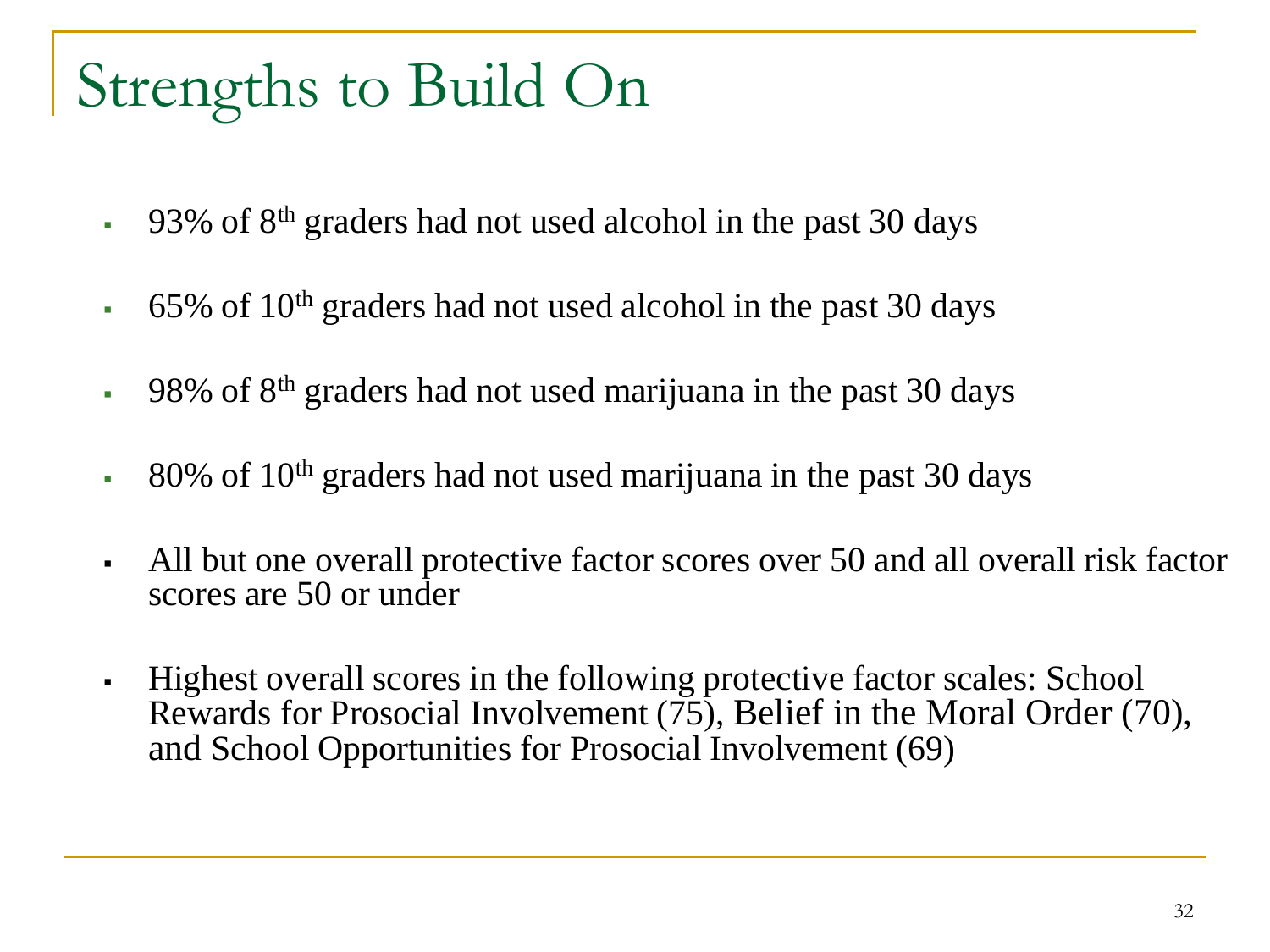# Strengths to Build On

- 93% of 8th graders had not used alcohol in the past 30 days
- 65% of 10th graders had not used alcohol in the past 30 days
- 98% of 8th graders had not used marijuana in the past 30 days
- 80% of 10th graders had not used marijuana in the past 30 days
- All but one overall protective factor scores over 50 and all overall risk factor scores are 50 or under
- Highest overall scores in the following protective factor scales: School Rewards for Prosocial Involvement (75), Belief in the Moral Order (70), and School Opportunities for Prosocial Involvement (69)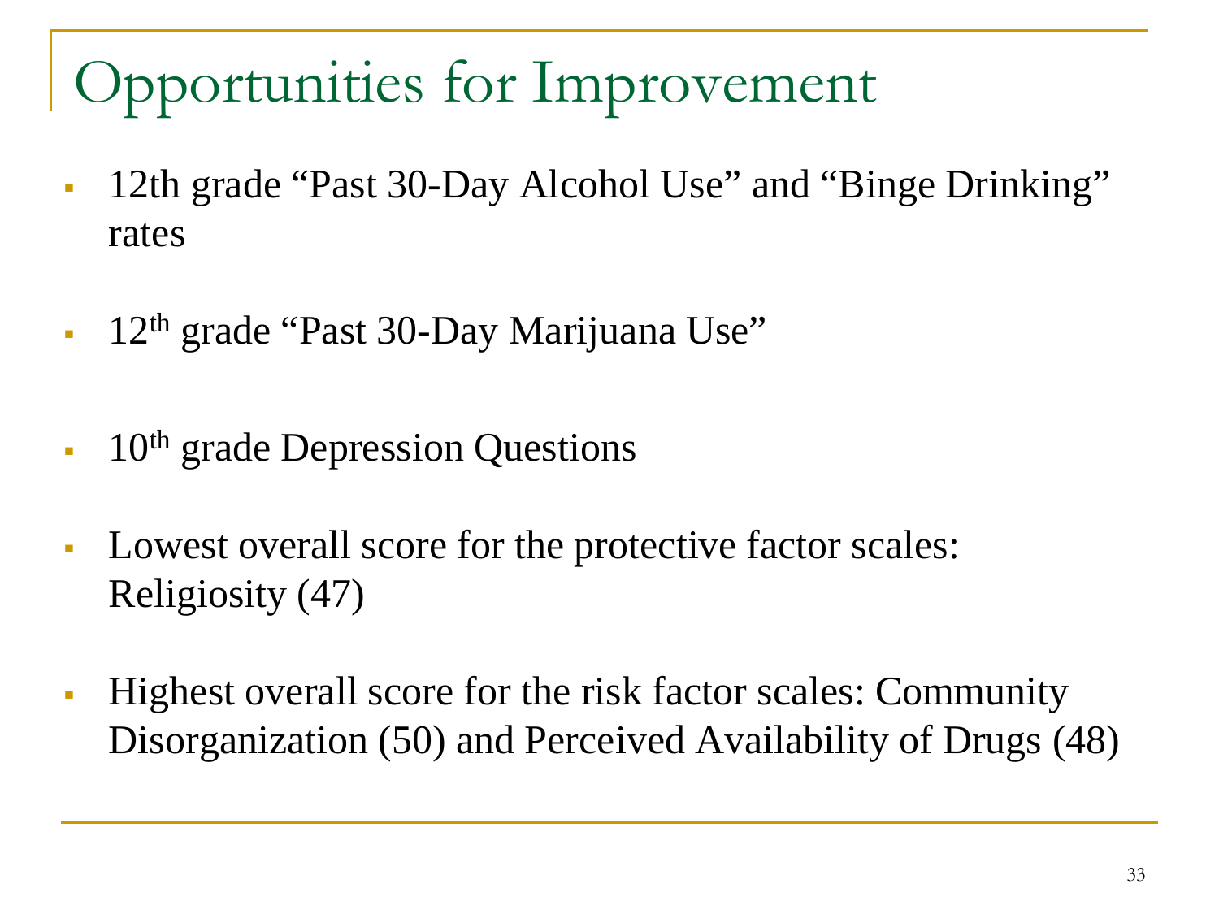# Opportunities for Improvement

- 12th grade "Past 30-Day Alcohol Use" and "Binge Drinking" rates
- $12^{th}$ grade "Past 30-Day Marijuana Use"
- $10^{th}$ grade Depression Questions
- Lowest overall score for the protective factor scales: Religiosity (47)
- Highest overall score for the risk factor scales: Community Disorganization (50) and Perceived Availability of Drugs (48)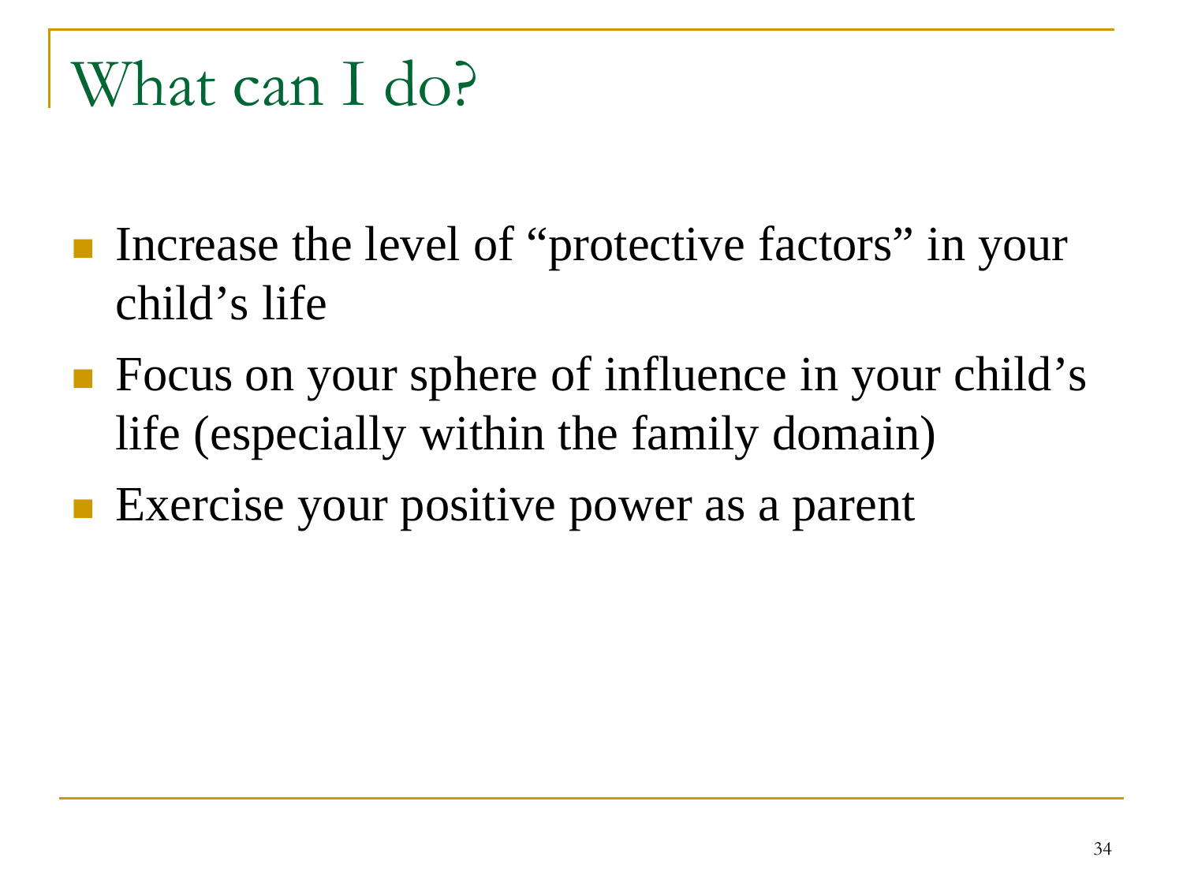# What can I do?

- Increase the level of "protective factors" in your child's life
- Focus on your sphere of influence in your child's life (especially within the family domain)
- Exercise your positive power as a parent